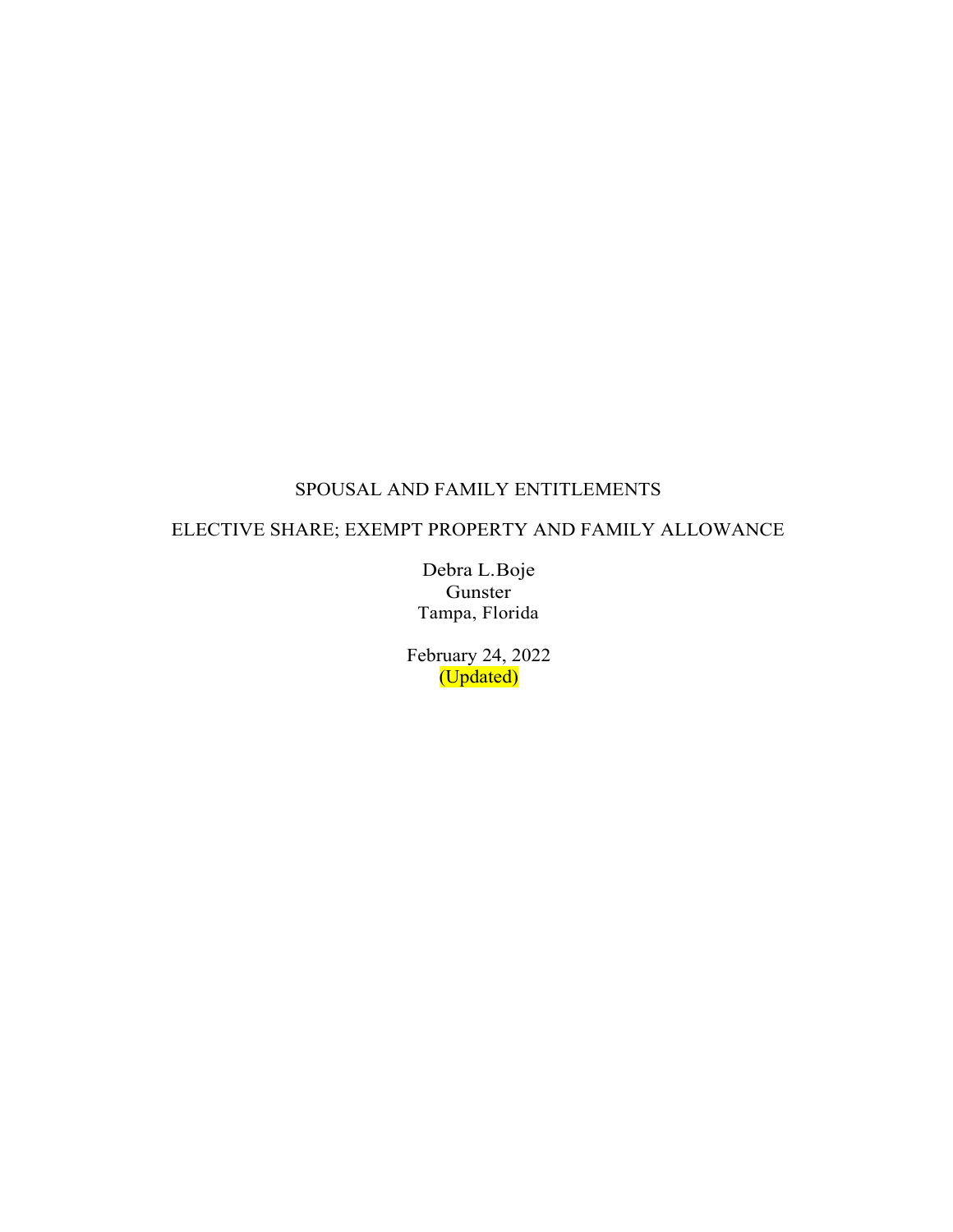# SPOUSAL AND FAMILY ENTITLEMENTS

## ELECTIVE SHARE; EXEMPT PROPERTY AND FAMILY ALLOWANCE

Debra L.Boje
Gunster
Tampa, Florida

February 24, 2022
(Updated)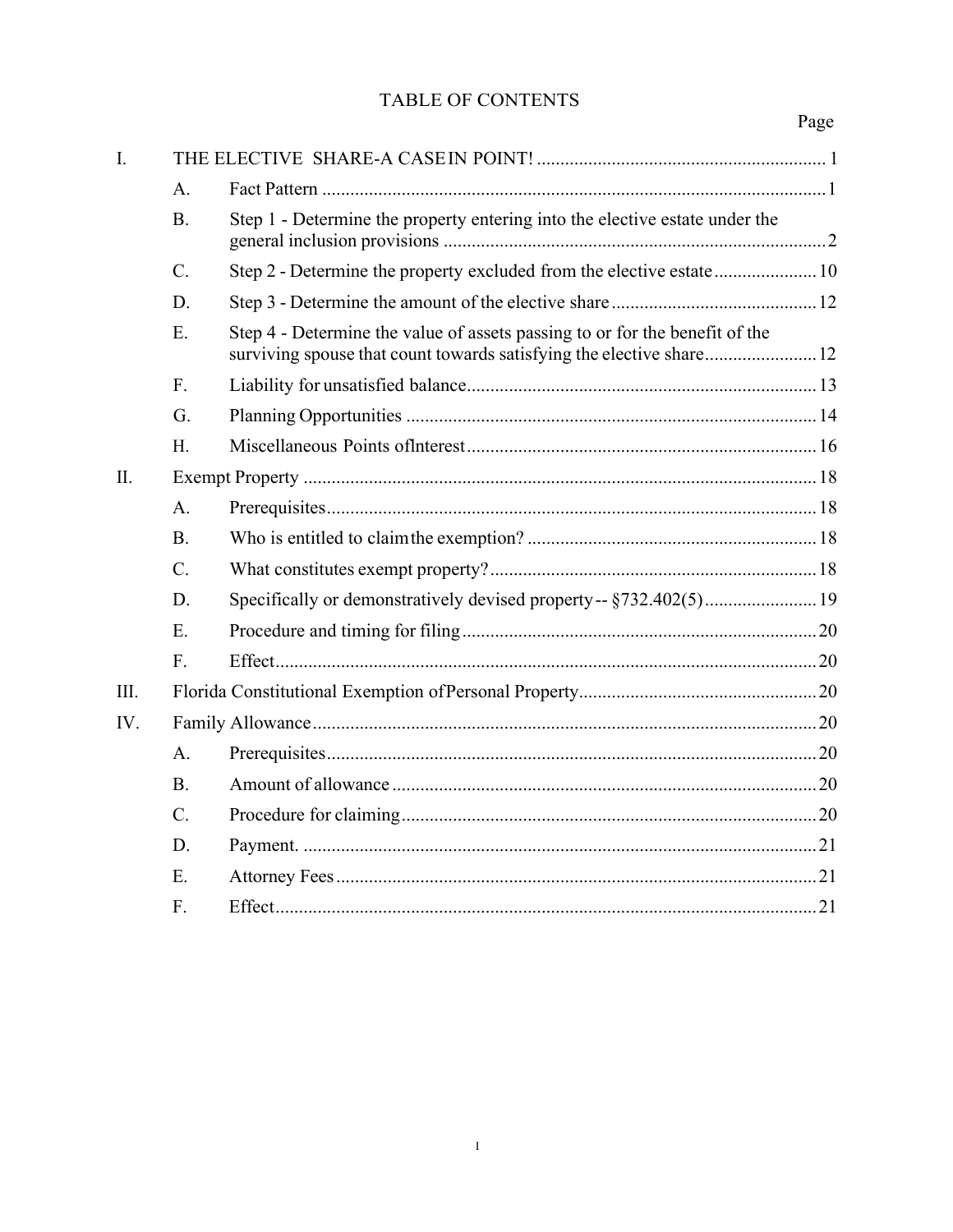# TABLE OF CONTENTS

| | | | Page |
|---|---|---|---|
| I. | | THE ELECTIVE SHARE-A CASE IN POINT! | 1 |
| | A. | Fact Pattern | 1 |
| | B. | Step 1 - Determine the property entering into the elective estate under the general inclusion provisions | 2 |
| | C. | Step 2 - Determine the property excluded from the elective estate | 10 |
| | D. | Step 3 - Determine the amount of the elective share | 12 |
| | E. | Step 4 - Determine the value of assets passing to or for the benefit of the surviving spouse that count towards satisfying the elective share | 12 |
| | F. | Liability for unsatisfied balance | 13 |
| | G. | Planning Opportunities | 14 |
| | H. | Miscellaneous Points of Interest | 16 |
| II. | | Exempt Property | 18 |
| | A. | Prerequisites | 18 |
| | B. | Who is entitled to claim the exemption? | 18 |
| | C. | What constitutes exempt property? | 18 |
| | D. | Specifically or demonstratively devised property -- §732.402(5) | 19 |
| | E. | Procedure and timing for filing | 20 |
| | F. | Effect | 20 |
| III. | | Florida Constitutional Exemption of Personal Property | 20 |
| IV. | | Family Allowance | 20 |
| | A. | Prerequisites | 20 |
| | B. | Amount of allowance | 20 |
| | C. | Procedure for claiming | 20 |
| | D. | Payment. | 21 |
| | E. | Attorney Fees | 21 |
| | F. | Effect | 21 |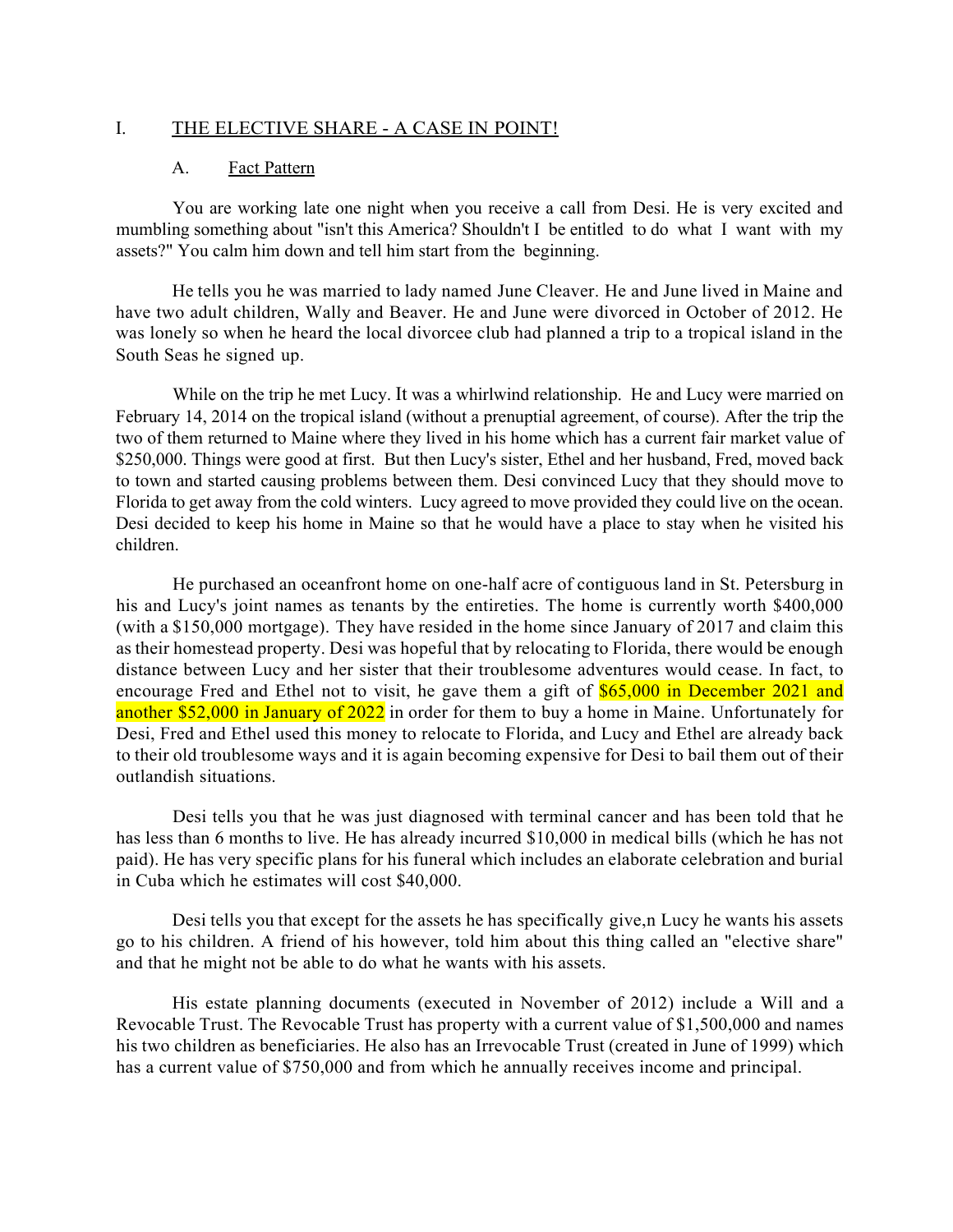## I. THE ELECTIVE SHARE - A CASE IN POINT!

### A. Fact Pattern

You are working late one night when you receive a call from Desi. He is very excited and mumbling something about "isn't this America? Shouldn't I be entitled to do what I want with my assets?" You calm him down and tell him start from the beginning.

He tells you he was married to lady named June Cleaver. He and June lived in Maine and have two adult children, Wally and Beaver. He and June were divorced in October of 2012. He was lonely so when he heard the local divorcee club had planned a trip to a tropical island in the South Seas he signed up.

While on the trip he met Lucy. It was a whirlwind relationship. He and Lucy were married on February 14, 2014 on the tropical island (without a prenuptial agreement, of course). After the trip the two of them returned to Maine where they lived in his home which has a current fair market value of $250,000. Things were good at first. But then Lucy's sister, Ethel and her husband, Fred, moved back to town and started causing problems between them. Desi convinced Lucy that they should move to Florida to get away from the cold winters. Lucy agreed to move provided they could live on the ocean. Desi decided to keep his home in Maine so that he would have a place to stay when he visited his children.

He purchased an oceanfront home on one-half acre of contiguous land in St. Petersburg in his and Lucy's joint names as tenants by the entireties. The home is currently worth $400,000 (with a $150,000 mortgage). They have resided in the home since January of 2017 and claim this as their homestead property. Desi was hopeful that by relocating to Florida, there would be enough distance between Lucy and her sister that their troublesome adventures would cease. In fact, to encourage Fred and Ethel not to visit, he gave them a gift of $65,000 in December 2021 and another $52,000 in January of 2022 in order for them to buy a home in Maine. Unfortunately for Desi, Fred and Ethel used this money to relocate to Florida, and Lucy and Ethel are already back to their old troublesome ways and it is again becoming expensive for Desi to bail them out of their outlandish situations.

Desi tells you that he was just diagnosed with terminal cancer and has been told that he has less than 6 months to live. He has already incurred $10,000 in medical bills (which he has not paid). He has very specific plans for his funeral which includes an elaborate celebration and burial in Cuba which he estimates will cost $40,000.

Desi tells you that except for the assets he has specifically give,n Lucy he wants his assets go to his children. A friend of his however, told him about this thing called an "elective share" and that he might not be able to do what he wants with his assets.

His estate planning documents (executed in November of 2012) include a Will and a Revocable Trust. The Revocable Trust has property with a current value of $1,500,000 and names his two children as beneficiaries. He also has an Irrevocable Trust (created in June of 1999) which has a current value of $750,000 and from which he annually receives income and principal.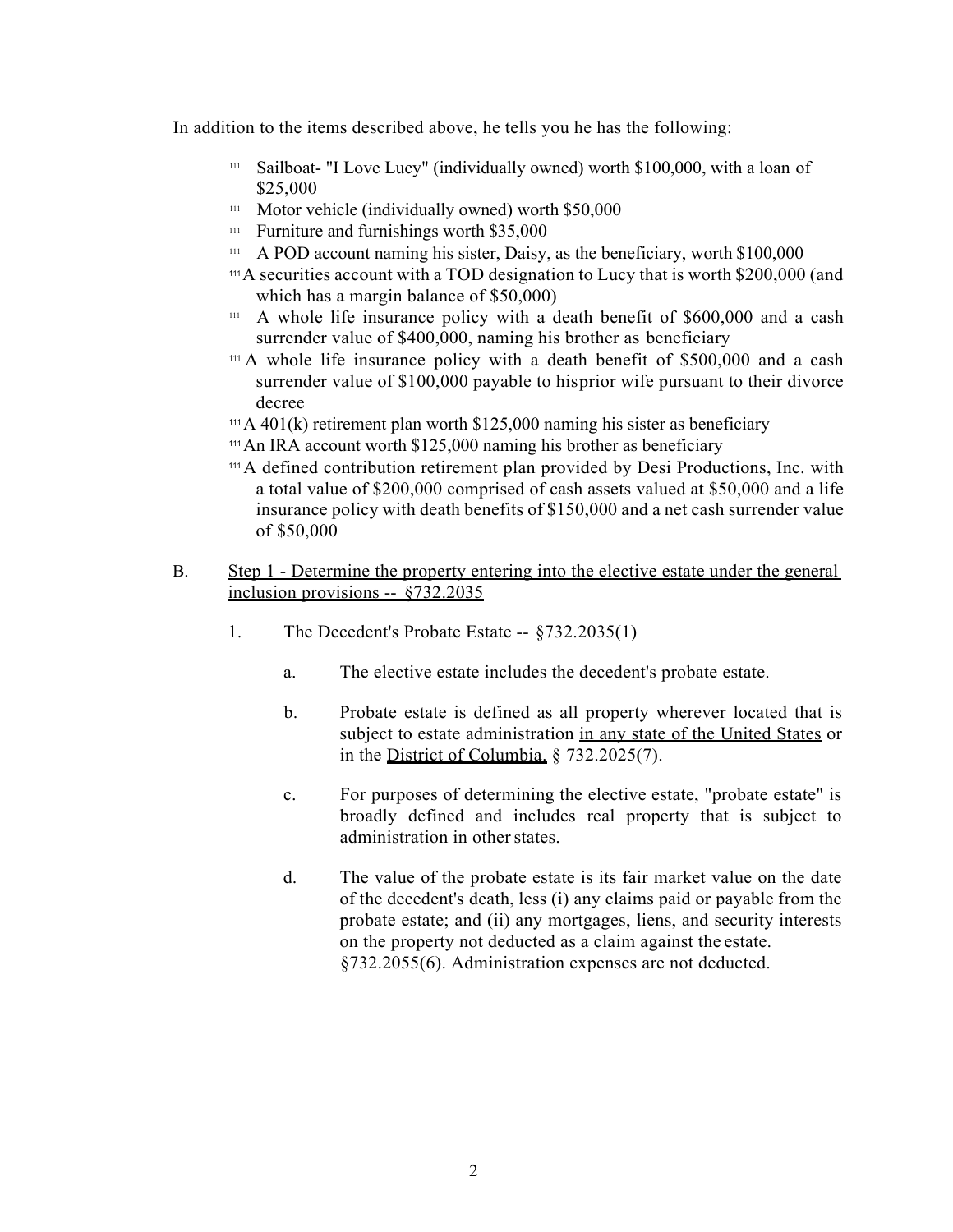In addition to the items described above, he tells you he has the following:

- Sailboat- "I Love Lucy" (individually owned) worth $100,000, with a loan of $25,000
- Motor vehicle (individually owned) worth $50,000
- Furniture and furnishings worth $35,000
- A POD account naming his sister, Daisy, as the beneficiary, worth $100,000
- A securities account with a TOD designation to Lucy that is worth $200,000 (and which has a margin balance of $50,000)
- A whole life insurance policy with a death benefit of $600,000 and a cash surrender value of $400,000, naming his brother as beneficiary
- A whole life insurance policy with a death benefit of $500,000 and a cash surrender value of $100,000 payable to hisprior wife pursuant to their divorce decree
- A 401(k) retirement plan worth $125,000 naming his sister as beneficiary
- An IRA account worth $125,000 naming his brother as beneficiary
- A defined contribution retirement plan provided by Desi Productions, Inc. with a total value of $200,000 comprised of cash assets valued at $50,000 and a life insurance policy with death benefits of $150,000 and a net cash surrender value of $50,000

B. <u>Step 1 - Determine the property entering into the elective estate under the general inclusion provisions -- §732.2035</u>

1. The Decedent's Probate Estate -- §732.2035(1)

   a. The elective estate includes the decedent's probate estate.

   b. Probate estate is defined as all property wherever located that is subject to estate administration <u>in any state of the United States</u> or in the <u>District of Columbia.</u> § 732.2025(7).

   c. For purposes of determining the elective estate, "probate estate" is broadly defined and includes real property that is subject to administration in other states.

   d. The value of the probate estate is its fair market value on the date of the decedent's death, less (i) any claims paid or payable from the probate estate; and (ii) any mortgages, liens, and security interests on the property not deducted as a claim against the estate. §732.2055(6). Administration expenses are not deducted.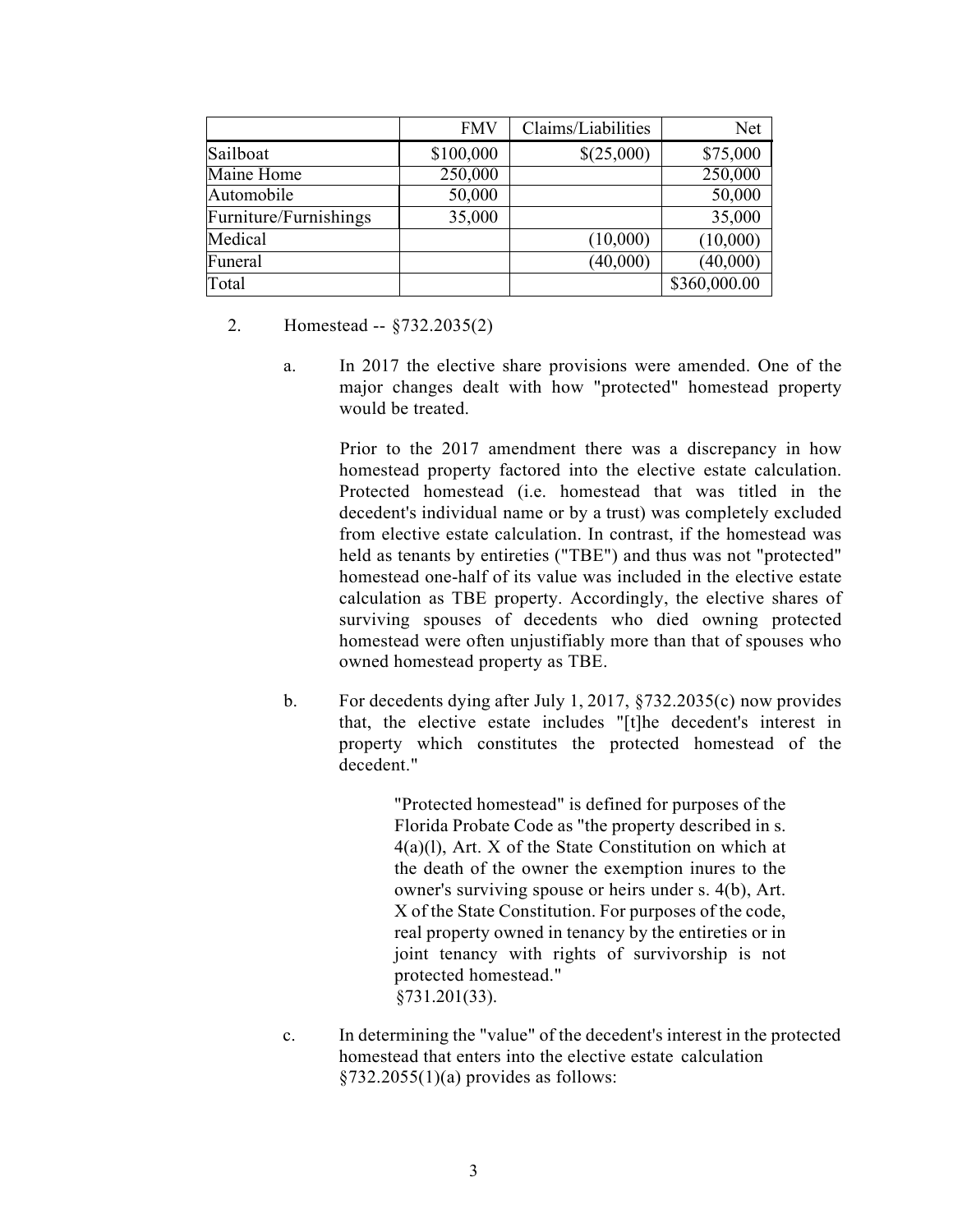| | FMV | Claims/Liabilities | Net |
|---|---|---|---|
| Sailboat | $100,000 | $(25,000) | $75,000 |
| Maine Home | 250,000 | | 250,000 |
| Automobile | 50,000 | | 50,000 |
| Furniture/Furnishings | 35,000 | | 35,000 |
| Medical | | (10,000) | (10,000) |
| Funeral | | (40,000) | (40,000) |
| Total | | | $360,000.00 |

2. Homestead -- §732.2035(2)

   a. In 2017 the elective share provisions were amended. One of the major changes dealt with how "protected" homestead property would be treated.

      Prior to the 2017 amendment there was a discrepancy in how homestead property factored into the elective estate calculation. Protected homestead (i.e. homestead that was titled in the decedent's individual name or by a trust) was completely excluded from elective estate calculation. In contrast, if the homestead was held as tenants by entireties ("TBE") and thus was not "protected" homestead one-half of its value was included in the elective estate calculation as TBE property. Accordingly, the elective shares of surviving spouses of decedents who died owning protected homestead were often unjustifiably more than that of spouses who owned homestead property as TBE.

   b. For decedents dying after July 1, 2017, §732.2035(c) now provides that, the elective estate includes "[t]he decedent's interest in property which constitutes the protected homestead of the decedent."

      > "Protected homestead" is defined for purposes of the Florida Probate Code as "the property described in s. 4(a)(l), Art. X of the State Constitution on which at the death of the owner the exemption inures to the owner's surviving spouse or heirs under s. 4(b), Art. X of the State Constitution. For purposes of the code, real property owned in tenancy by the entireties or in joint tenancy with rights of survivorship is not protected homestead."
      > §731.201(33).

   c. In determining the "value" of the decedent's interest in the protected homestead that enters into the elective estate calculation §732.2055(1)(a) provides as follows: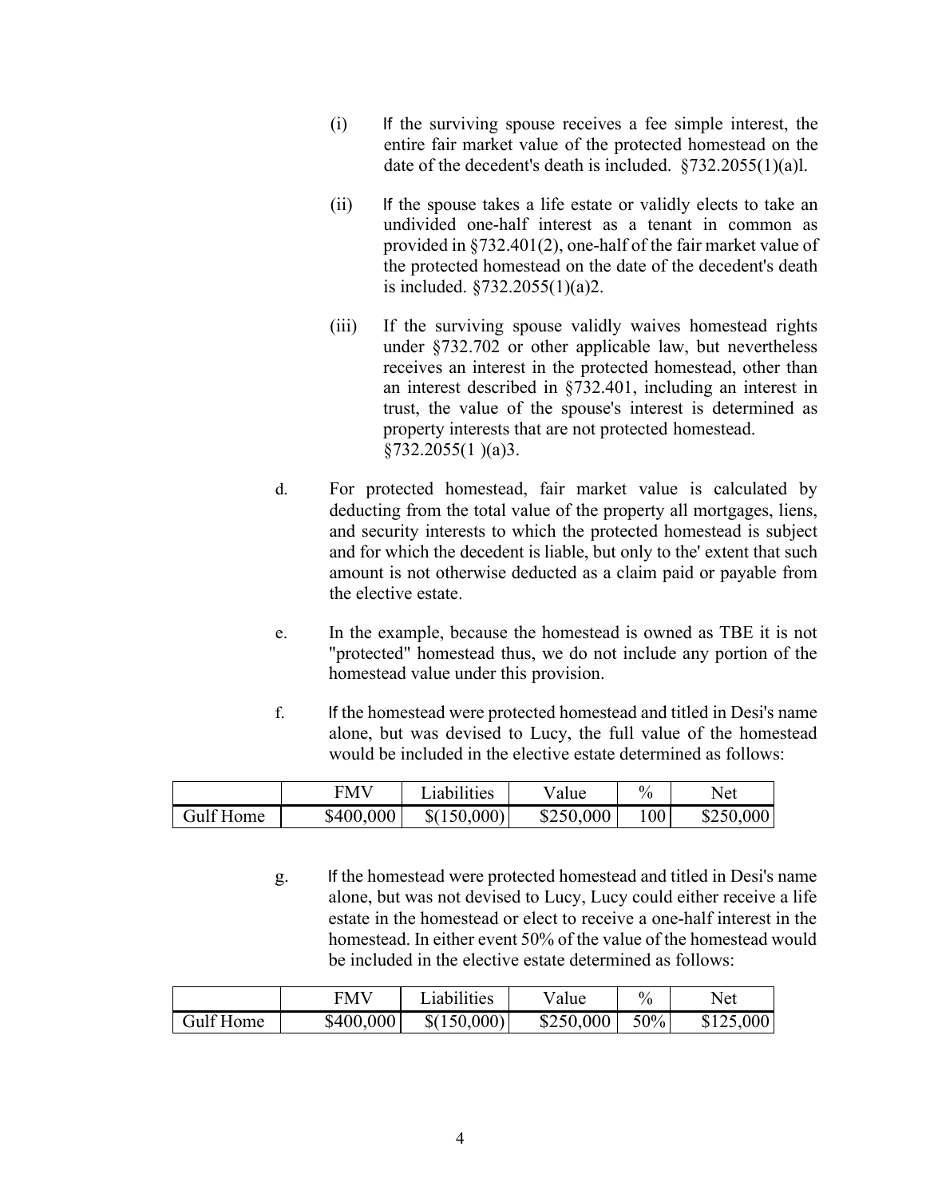(i) If the surviving spouse receives a fee simple interest, the entire fair market value of the protected homestead on the date of the decedent's death is included. §732.2055(1)(a)l.

(ii) If the spouse takes a life estate or validly elects to take an undivided one-half interest as a tenant in common as provided in §732.401(2), one-half of the fair market value of the protected homestead on the date of the decedent's death is included. §732.2055(1)(a)2.

(iii) If the surviving spouse validly waives homestead rights under §732.702 or other applicable law, but nevertheless receives an interest in the protected homestead, other than an interest described in §732.401, including an interest in trust, the value of the spouse's interest is determined as property interests that are not protected homestead. §732.2055(1 )(a)3.

d. For protected homestead, fair market value is calculated by deducting from the total value of the property all mortgages, liens, and security interests to which the protected homestead is subject and for which the decedent is liable, but only to the' extent that such amount is not otherwise deducted as a claim paid or payable from the elective estate.

e. In the example, because the homestead is owned as TBE it is not "protected" homestead thus, we do not include any portion of the homestead value under this provision.

f. If the homestead were protected homestead and titled in Desi's name alone, but was devised to Lucy, the full value of the homestead would be included in the elective estate determined as follows:

| | FMV | Liabilities | Value | % | Net |
|---|---|---|---|---|---|
| Gulf Home | \$400,000 | \$(150,000) | \$250,000 | 100 | \$250,000 |

g. If the homestead were protected homestead and titled in Desi's name alone, but was not devised to Lucy, Lucy could either receive a life estate in the homestead or elect to receive a one-half interest in the homestead. In either event 50% of the value of the homestead would be included in the elective estate determined as follows:

| | FMV | Liabilities | Value | % | Net |
|---|---|---|---|---|---|
| Gulf Home | \$400,000 | \$(150,000) | \$250,000 | 50% | \$125,000 |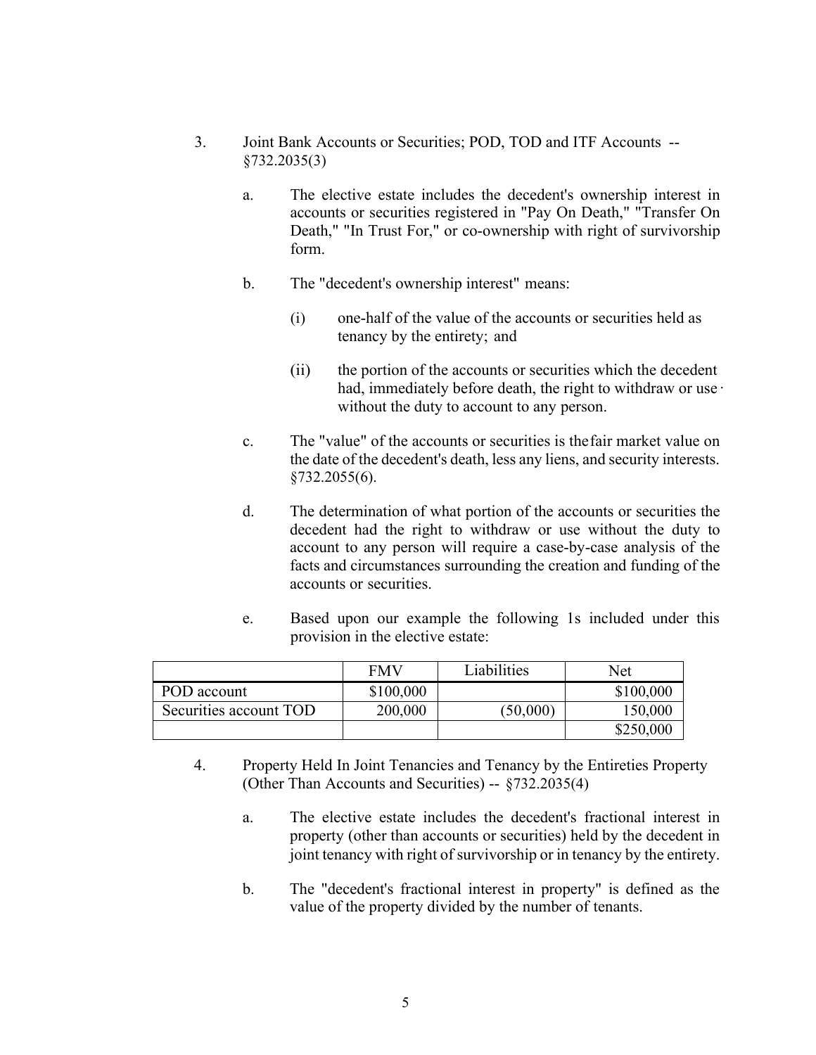3. Joint Bank Accounts or Securities; POD, TOD and ITF Accounts -- §732.2035(3)

   a. The elective estate includes the decedent's ownership interest in accounts or securities registered in "Pay On Death," "Transfer On Death," "In Trust For," or co-ownership with right of survivorship form.

   b. The "decedent's ownership interest" means:

      (i) one-half of the value of the accounts or securities held as tenancy by the entirety; and

      (ii) the portion of the accounts or securities which the decedent had, immediately before death, the right to withdraw or use without the duty to account to any person.

   c. The "value" of the accounts or securities is the fair market value on the date of the decedent's death, less any liens, and security interests. §732.2055(6).

   d. The determination of what portion of the accounts or securities the decedent had the right to withdraw or use without the duty to account to any person will require a case-by-case analysis of the facts and circumstances surrounding the creation and funding of the accounts or securities.

   e. Based upon our example the following 1s included under this provision in the elective estate:

| | FMV | Liabilities | Net |
|---|---|---|---|
| POD account | $100,000 | | $100,000 |
| Securities account TOD | 200,000 | (50,000) | 150,000 |
| | | | $250,000 |

4. Property Held In Joint Tenancies and Tenancy by the Entireties Property (Other Than Accounts and Securities) -- §732.2035(4)

   a. The elective estate includes the decedent's fractional interest in property (other than accounts or securities) held by the decedent in joint tenancy with right of survivorship or in tenancy by the entirety.

   b. The "decedent's fractional interest in property" is defined as the value of the property divided by the number of tenants.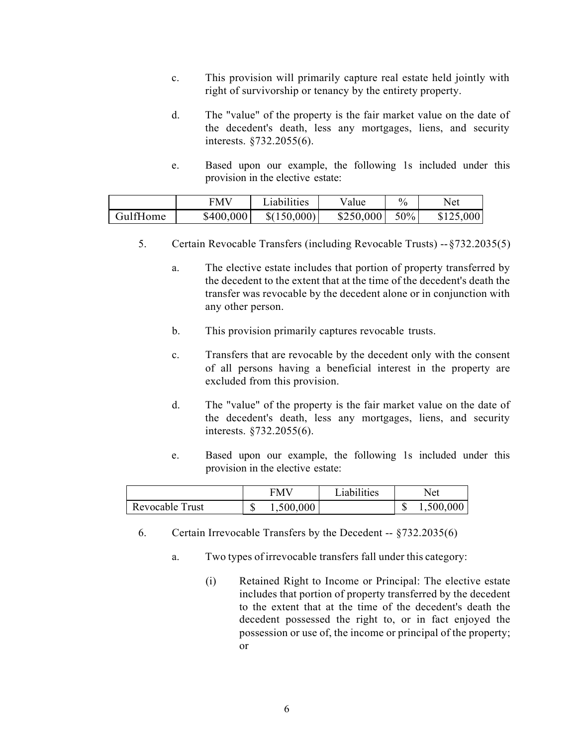c. This provision will primarily capture real estate held jointly with right of survivorship or tenancy by the entirety property.

d. The "value" of the property is the fair market value on the date of the decedent's death, less any mortgages, liens, and security interests. §732.2055(6).

e. Based upon our example, the following 1s included under this provision in the elective estate:

| | FMV | Liabilities | Value | % | Net |
|---|---|---|---|---|---|
| GulfHome | $400,000 | $(150,000) | $250,000 | 50% | $125,000 |

5. Certain Revocable Transfers (including Revocable Trusts) -- §732.2035(5)

a. The elective estate includes that portion of property transferred by the decedent to the extent that at the time of the decedent's death the transfer was revocable by the decedent alone or in conjunction with any other person.

b. This provision primarily captures revocable trusts.

c. Transfers that are revocable by the decedent only with the consent of all persons having a beneficial interest in the property are excluded from this provision.

d. The "value" of the property is the fair market value on the date of the decedent's death, less any mortgages, liens, and security interests. §732.2055(6).

e. Based upon our example, the following 1s included under this provision in the elective estate:

| | FMV | Liabilities | Net |
|---|---|---|---|
| Revocable Trust | $ 1,500,000 | | $ 1,500,000 |

6. Certain Irrevocable Transfers by the Decedent -- §732.2035(6)

a. Two types of irrevocable transfers fall under this category:

(i) Retained Right to Income or Principal: The elective estate includes that portion of property transferred by the decedent to the extent that at the time of the decedent's death the decedent possessed the right to, or in fact enjoyed the possession or use of, the income or principal of the property; or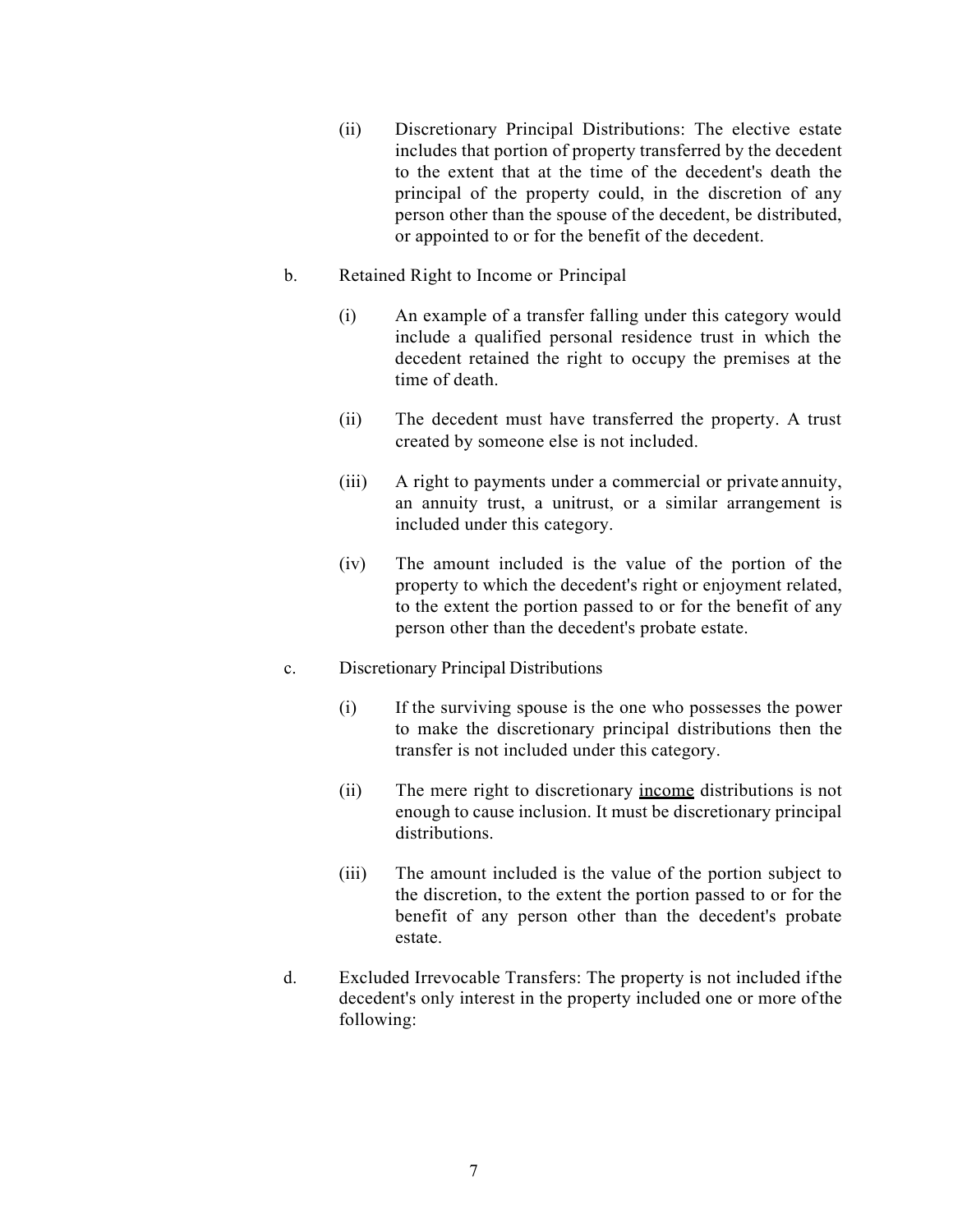(ii) Discretionary Principal Distributions: The elective estate includes that portion of property transferred by the decedent to the extent that at the time of the decedent's death the principal of the property could, in the discretion of any person other than the spouse of the decedent, be distributed, or appointed to or for the benefit of the decedent.

b. Retained Right to Income or Principal

(i) An example of a transfer falling under this category would include a qualified personal residence trust in which the decedent retained the right to occupy the premises at the time of death.

(ii) The decedent must have transferred the property. A trust created by someone else is not included.

(iii) A right to payments under a commercial or private annuity, an annuity trust, a unitrust, or a similar arrangement is included under this category.

(iv) The amount included is the value of the portion of the property to which the decedent's right or enjoyment related, to the extent the portion passed to or for the benefit of any person other than the decedent's probate estate.

c. Discretionary Principal Distributions

(i) If the surviving spouse is the one who possesses the power to make the discretionary principal distributions then the transfer is not included under this category.

(ii) The mere right to discretionary <u>income</u> distributions is not enough to cause inclusion. It must be discretionary principal distributions.

(iii) The amount included is the value of the portion subject to the discretion, to the extent the portion passed to or for the benefit of any person other than the decedent's probate estate.

d. Excluded Irrevocable Transfers: The property is not included if the decedent's only interest in the property included one or more of the following: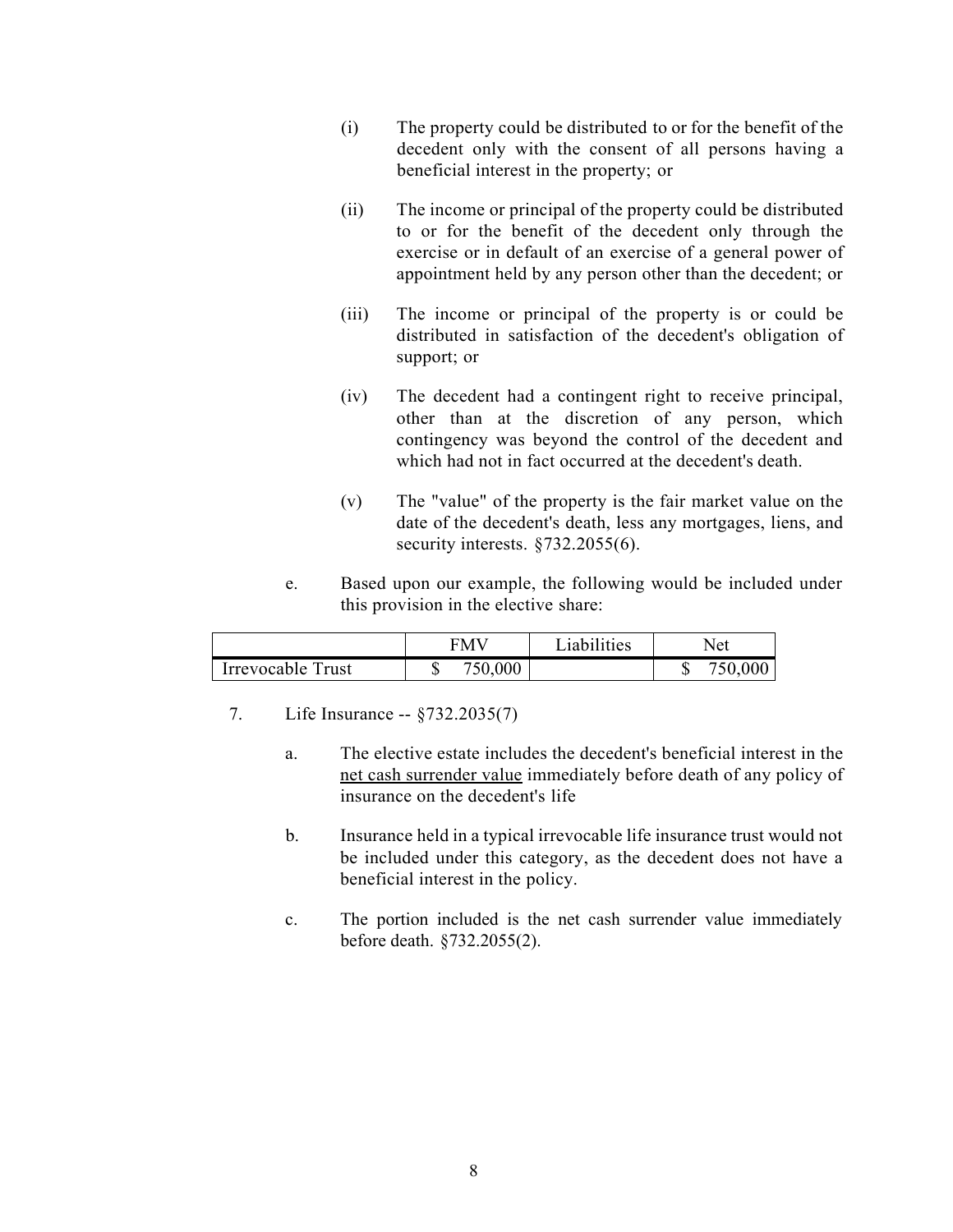(i) The property could be distributed to or for the benefit of the decedent only with the consent of all persons having a beneficial interest in the property; or

(ii) The income or principal of the property could be distributed to or for the benefit of the decedent only through the exercise or in default of an exercise of a general power of appointment held by any person other than the decedent; or

(iii) The income or principal of the property is or could be distributed in satisfaction of the decedent's obligation of support; or

(iv) The decedent had a contingent right to receive principal, other than at the discretion of any person, which contingency was beyond the control of the decedent and which had not in fact occurred at the decedent's death.

(v) The "value" of the property is the fair market value on the date of the decedent's death, less any mortgages, liens, and security interests. §732.2055(6).

e. Based upon our example, the following would be included under this provision in the elective share:

| | FMV | Liabilities | Net |
|---|---|---|---|
| Irrevocable Trust | $ 750,000 | | $ 750,000 |

7. Life Insurance -- §732.2035(7)

a. The elective estate includes the decedent's beneficial interest in the <u>net cash surrender value</u> immediately before death of any policy of insurance on the decedent's life

b. Insurance held in a typical irrevocable life insurance trust would not be included under this category, as the decedent does not have a beneficial interest in the policy.

c. The portion included is the net cash surrender value immediately before death. §732.2055(2).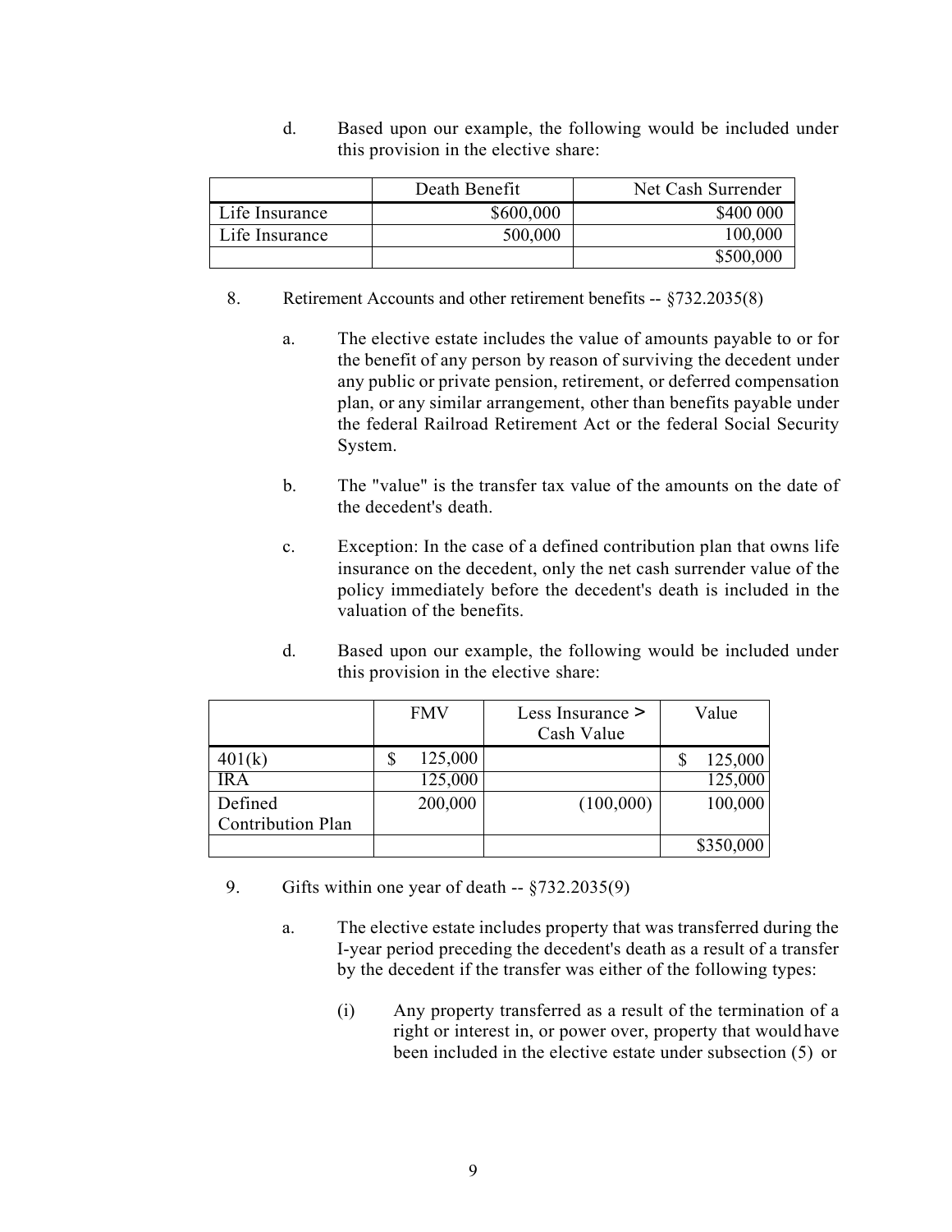d. Based upon our example, the following would be included under this provision in the elective share:

| | Death Benefit | Net Cash Surrender |
|---|---|---|
| Life Insurance | $600,000 | $400 000 |
| Life Insurance | 500,000 | 100,000 |
| | | $500,000 |

8. Retirement Accounts and other retirement benefits -- §732.2035(8)

a. The elective estate includes the value of amounts payable to or for the benefit of any person by reason of surviving the decedent under any public or private pension, retirement, or deferred compensation plan, or any similar arrangement, other than benefits payable under the federal Railroad Retirement Act or the federal Social Security System.

b. The "value" is the transfer tax value of the amounts on the date of the decedent's death.

c. Exception: In the case of a defined contribution plan that owns life insurance on the decedent, only the net cash surrender value of the policy immediately before the decedent's death is included in the valuation of the benefits.

d. Based upon our example, the following would be included under this provision in the elective share:

| | FMV | Less Insurance > Cash Value | Value |
|---|---|---|---|
| 401(k) | $ 125,000 | | $ 125,000 |
| IRA | 125,000 | | 125,000 |
| Defined Contribution Plan | 200,000 | (100,000) | 100,000 |
| | | | $350,000 |

9. Gifts within one year of death -- §732.2035(9)

a. The elective estate includes property that was transferred during the I-year period preceding the decedent's death as a result of a transfer by the decedent if the transfer was either of the following types:

(i) Any property transferred as a result of the termination of a right or interest in, or power over, property that would have been included in the elective estate under subsection (5) or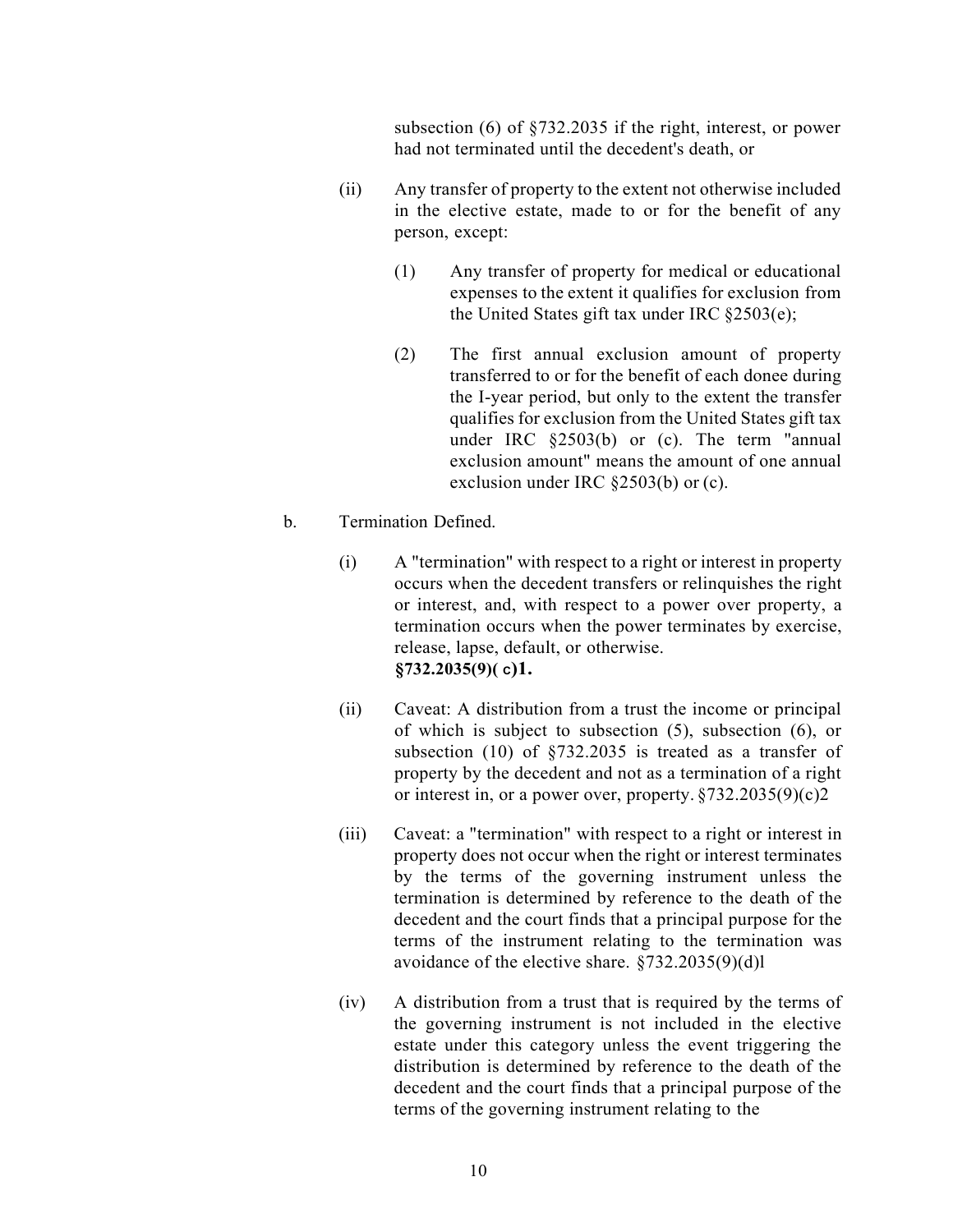subsection (6) of §732.2035 if the right, interest, or power had not terminated until the decedent's death, or

(ii) Any transfer of property to the extent not otherwise included in the elective estate, made to or for the benefit of any person, except:

(1) Any transfer of property for medical or educational expenses to the extent it qualifies for exclusion from the United States gift tax under IRC §2503(e);

(2) The first annual exclusion amount of property transferred to or for the benefit of each donee during the I-year period, but only to the extent the transfer qualifies for exclusion from the United States gift tax under IRC §2503(b) or (c). The term "annual exclusion amount" means the amount of one annual exclusion under IRC §2503(b) or (c).

b. Termination Defined.

(i) A "termination" with respect to a right or interest in property occurs when the decedent transfers or relinquishes the right or interest, and, with respect to a power over property, a termination occurs when the power terminates by exercise, release, lapse, default, or otherwise. **§732.2035(9)( c)1.**

(ii) Caveat: A distribution from a trust the income or principal of which is subject to subsection (5), subsection (6), or subsection (10) of §732.2035 is treated as a transfer of property by the decedent and not as a termination of a right or interest in, or a power over, property. §732.2035(9)(c)2

(iii) Caveat: a "termination" with respect to a right or interest in property does not occur when the right or interest terminates by the terms of the governing instrument unless the termination is determined by reference to the death of the decedent and the court finds that a principal purpose for the terms of the instrument relating to the termination was avoidance of the elective share. §732.2035(9)(d)l

(iv) A distribution from a trust that is required by the terms of the governing instrument is not included in the elective estate under this category unless the event triggering the distribution is determined by reference to the death of the decedent and the court finds that a principal purpose of the terms of the governing instrument relating to the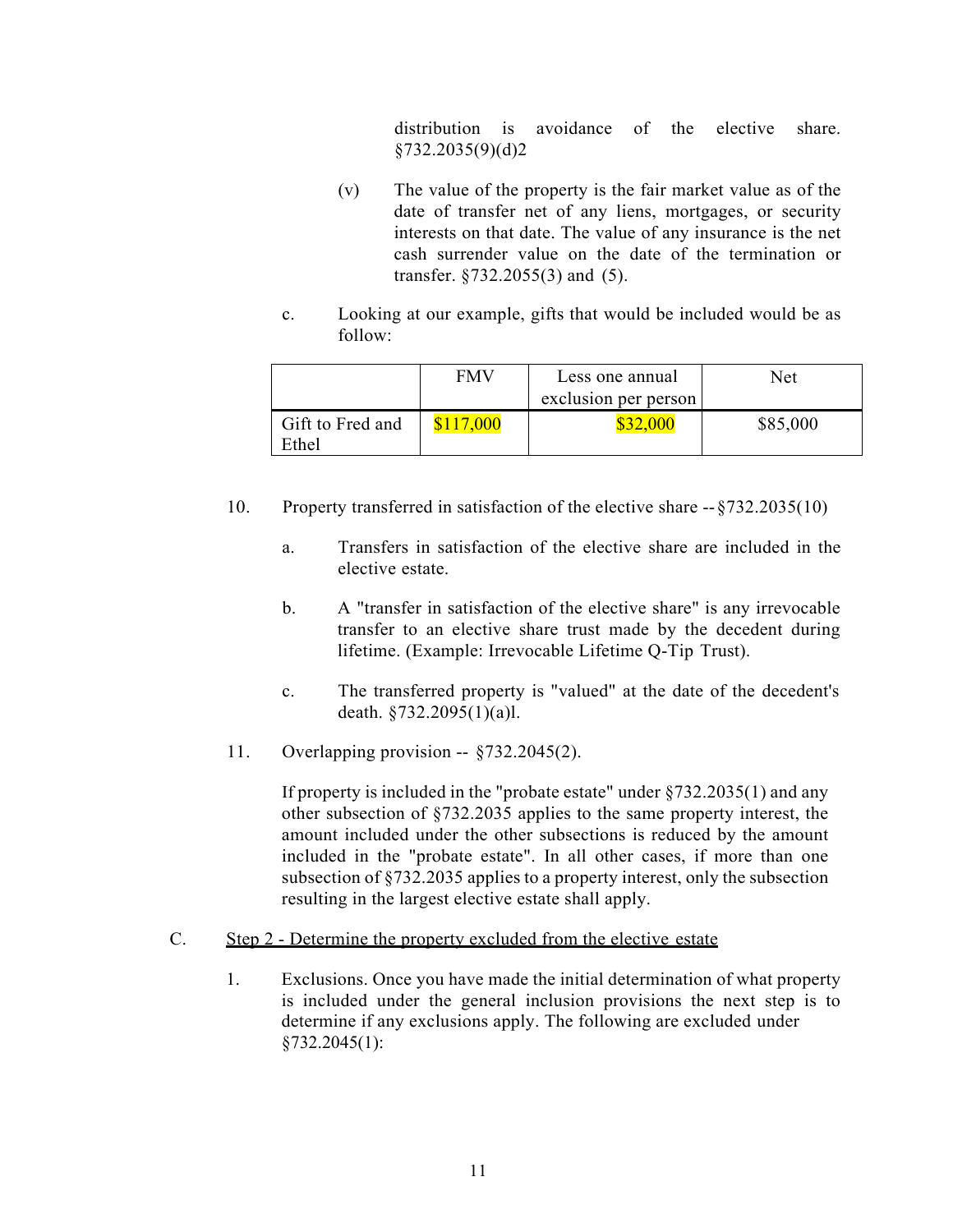distribution is avoidance of the elective share. §732.2035(9)(d)2

(v) The value of the property is the fair market value as of the date of transfer net of any liens, mortgages, or security interests on that date. The value of any insurance is the net cash surrender value on the date of the termination or transfer. §732.2055(3) and (5).

c. Looking at our example, gifts that would be included would be as follow:

| | FMV | Less one annual exclusion per person | Net |
|---|---|---|---|
| Gift to Fred and Ethel | $117,000 | $32,000 | $85,000 |

10. Property transferred in satisfaction of the elective share -- §732.2035(10)

a. Transfers in satisfaction of the elective share are included in the elective estate.

b. A "transfer in satisfaction of the elective share" is any irrevocable transfer to an elective share trust made by the decedent during lifetime. (Example: Irrevocable Lifetime Q-Tip Trust).

c. The transferred property is "valued" at the date of the decedent's death. §732.2095(1)(a)l.

11. Overlapping provision -- §732.2045(2).

If property is included in the "probate estate" under §732.2035(1) and any other subsection of §732.2035 applies to the same property interest, the amount included under the other subsections is reduced by the amount included in the "probate estate". In all other cases, if more than one subsection of §732.2035 applies to a property interest, only the subsection resulting in the largest elective estate shall apply.

C. Step 2 - Determine the property excluded from the elective estate

1. Exclusions. Once you have made the initial determination of what property is included under the general inclusion provisions the next step is to determine if any exclusions apply. The following are excluded under §732.2045(1):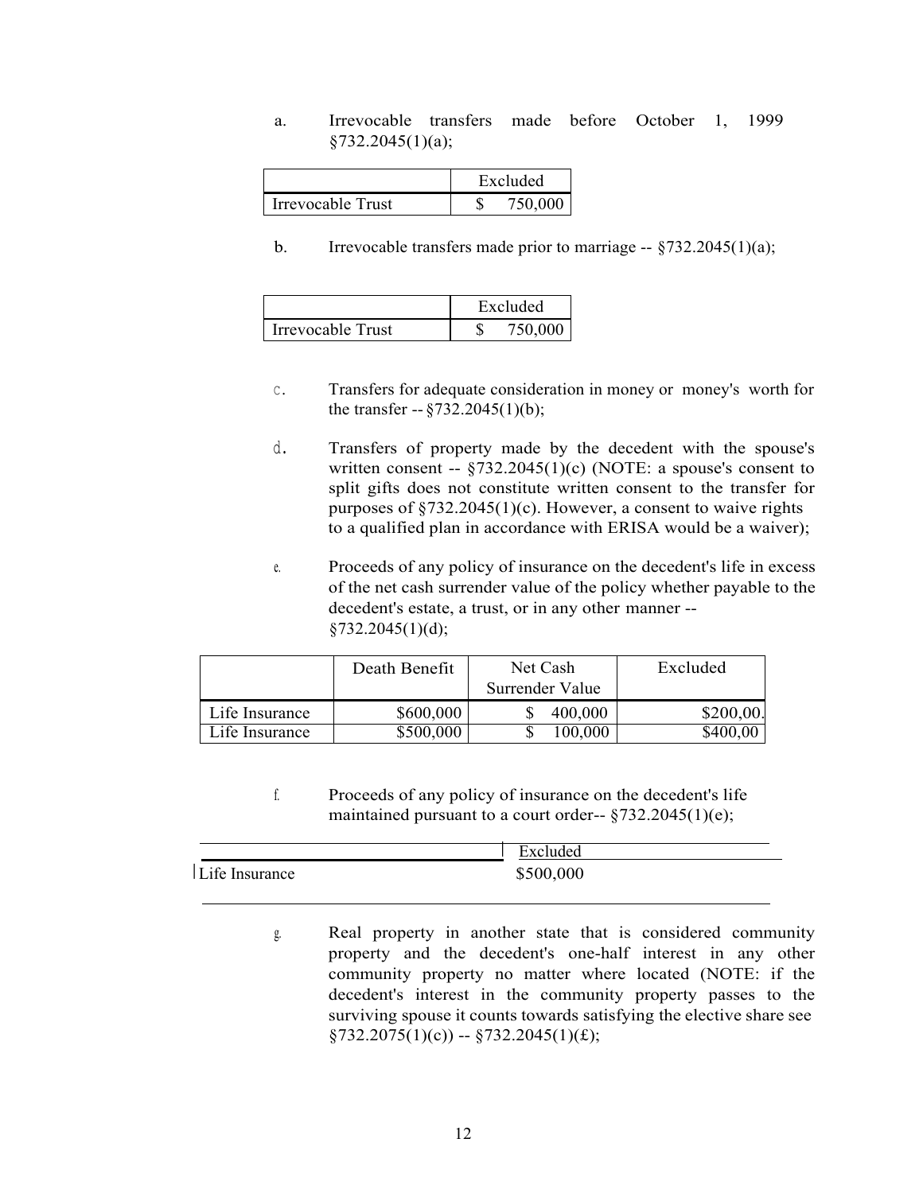a. Irrevocable transfers made before October 1, 1999 §732.2045(1)(a);

| | Excluded |
|---|---|
| Irrevocable Trust | $ 750,000 |

b. Irrevocable transfers made prior to marriage -- §732.2045(1)(a);

| | Excluded |
|---|---|
| Irrevocable Trust | $ 750,000 |

c. Transfers for adequate consideration in money or money's worth for the transfer -- §732.2045(1)(b);

d. Transfers of property made by the decedent with the spouse's written consent -- §732.2045(1)(c) (NOTE: a spouse's consent to split gifts does not constitute written consent to the transfer for purposes of §732.2045(1)(c). However, a consent to waive rights to a qualified plan in accordance with ERISA would be a waiver);

e. Proceeds of any policy of insurance on the decedent's life in excess of the net cash surrender value of the policy whether payable to the decedent's estate, a trust, or in any other manner -- §732.2045(1)(d);

| | Death Benefit | Net Cash Surrender Value | Excluded |
|---|---|---|---|
| Life Insurance | $600,000 | $ 400,000 | $200,00. |
| Life Insurance | $500,000 | $ 100,000 | $400,00 |

f. Proceeds of any policy of insurance on the decedent's life maintained pursuant to a court order-- §732.2045(1)(e);

| | Excluded |
|---|---|
| Life Insurance | $500,000 |

g. Real property in another state that is considered community property and the decedent's one-half interest in any other community property no matter where located (NOTE: if the decedent's interest in the community property passes to the surviving spouse it counts towards satisfying the elective share see §732.2075(1)(c)) -- §732.2045(1)(£);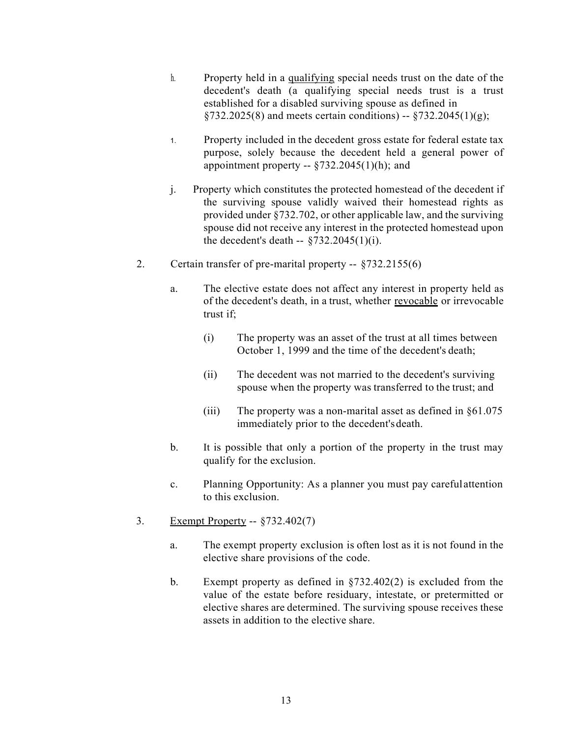h. Property held in a <u>qualifying</u> special needs trust on the date of the decedent's death (a qualifying special needs trust is a trust established for a disabled surviving spouse as defined in §732.2025(8) and meets certain conditions) -- §732.2045(1)(g);

i. Property included in the decedent gross estate for federal estate tax purpose, solely because the decedent held a general power of appointment property -- §732.2045(1)(h); and

j. Property which constitutes the protected homestead of the decedent if the surviving spouse validly waived their homestead rights as provided under §732.702, or other applicable law, and the surviving spouse did not receive any interest in the protected homestead upon the decedent's death -- §732.2045(1)(i).

2. Certain transfer of pre-marital property -- §732.2155(6)

   a. The elective estate does not affect any interest in property held as of the decedent's death, in a trust, whether <u>revocable</u> or irrevocable trust if;

      (i) The property was an asset of the trust at all times between October 1, 1999 and the time of the decedent's death;

      (ii) The decedent was not married to the decedent's surviving spouse when the property was transferred to the trust; and

      (iii) The property was a non-marital asset as defined in §61.075 immediately prior to the decedent's death.

   b. It is possible that only a portion of the property in the trust may qualify for the exclusion.

   c. Planning Opportunity: As a planner you must pay careful attention to this exclusion.

3. <u>Exempt Property</u> -- §732.402(7)

   a. The exempt property exclusion is often lost as it is not found in the elective share provisions of the code.

   b. Exempt property as defined in §732.402(2) is excluded from the value of the estate before residuary, intestate, or pretermitted or elective shares are determined. The surviving spouse receives these assets in addition to the elective share.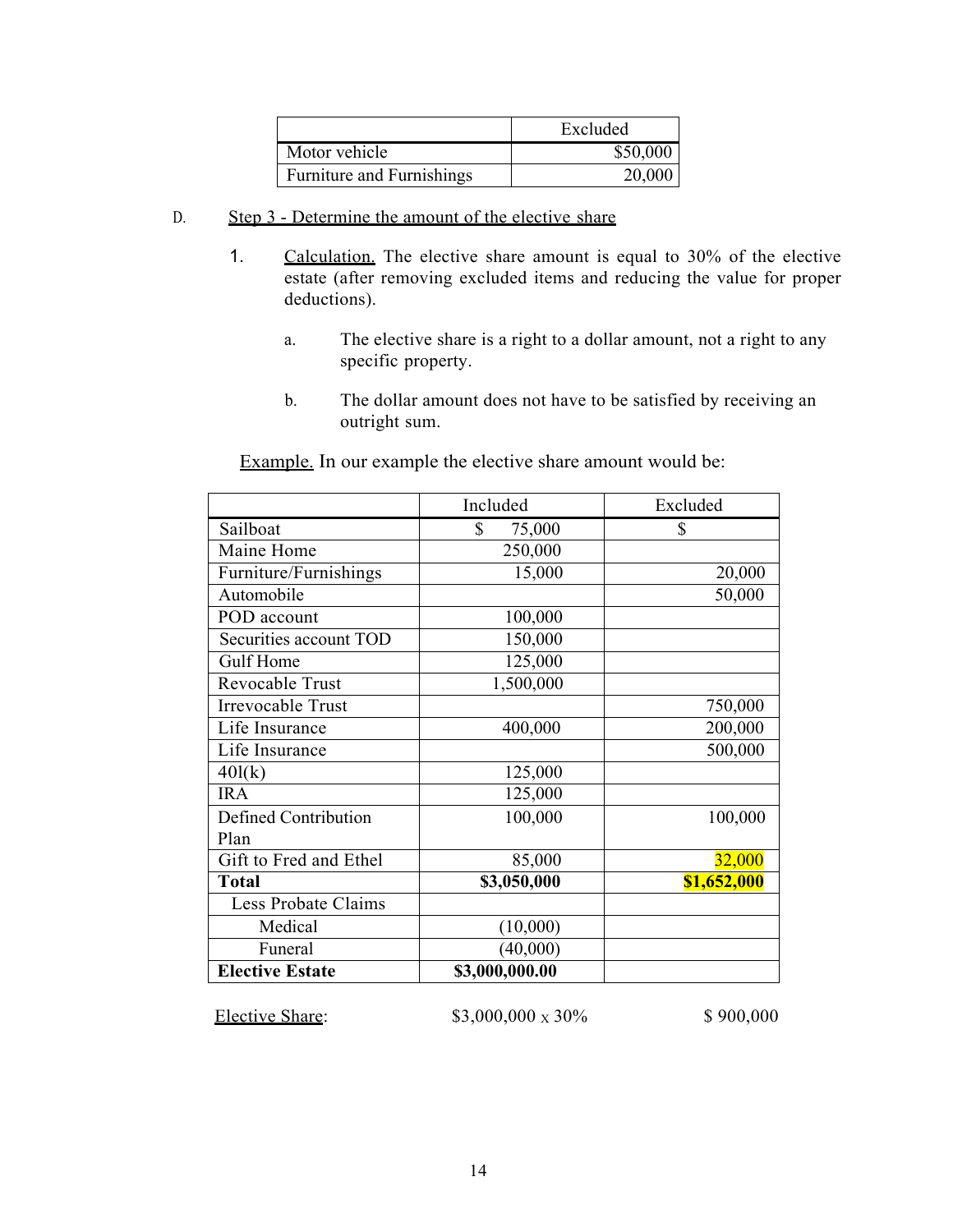| | Excluded |
|---|---|
| Motor vehicle | $50,000 |
| Furniture and Furnishings | 20,000 |

D. Step 3 - Determine the amount of the elective share

1. Calculation. The elective share amount is equal to 30% of the elective estate (after removing excluded items and reducing the value for proper deductions).

   a. The elective share is a right to a dollar amount, not a right to any specific property.

   b. The dollar amount does not have to be satisfied by receiving an outright sum.

Example. In our example the elective share amount would be:

| | Included | Excluded |
|---|---|---|
| Sailboat | $ 75,000 | $ |
| Maine Home | 250,000 | |
| Furniture/Furnishings | 15,000 | 20,000 |
| Automobile | | 50,000 |
| POD account | 100,000 | |
| Securities account TOD | 150,000 | |
| Gulf Home | 125,000 | |
| Revocable Trust | 1,500,000 | |
| Irrevocable Trust | | 750,000 |
| Life Insurance | 400,000 | 200,000 |
| Life Insurance | | 500,000 |
| 401(k) | 125,000 | |
| IRA | 125,000 | |
| Defined Contribution Plan | 100,000 | 100,000 |
| Gift to Fred and Ethel | 85,000 | 32,000 |
| **Total** | **$3,050,000** | **$1,652,000** |
| Less Probate Claims | | |
| Medical | (10,000) | |
| Funeral | (40,000) | |
| **Elective Estate** | **$3,000,000.00** | |

Elective Share: $3,000,000 x 30% $ 900,000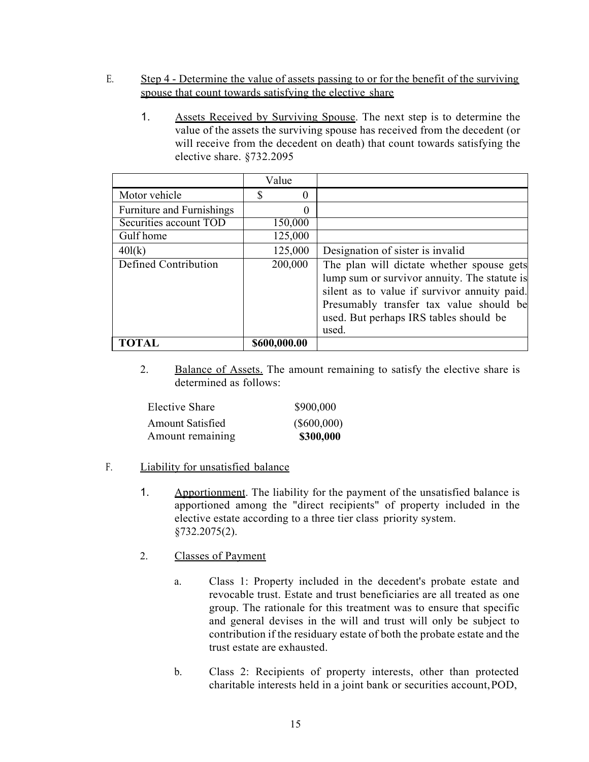E. Step 4 - Determine the value of assets passing to or for the benefit of the surviving spouse that count towards satisfying the elective share

1. Assets Received by Surviving Spouse. The next step is to determine the value of the assets the surviving spouse has received from the decedent (or will receive from the decedent on death) that count towards satisfying the elective share. §732.2095

| | Value | |
|---|---|---|
| Motor vehicle | $ 0 | |
| Furniture and Furnishings | 0 | |
| Securities account TOD | 150,000 | |
| Gulf home | 125,000 | |
| 40l(k) | 125,000 | Designation of sister is invalid |
| Defined Contribution | 200,000 | The plan will dictate whether spouse gets lump sum or survivor annuity. The statute is silent as to value if survivor annuity paid. Presumably transfer tax value should be used. But perhaps IRS tables should be used. |
| **TOTAL** | **$600,000.00** | |

2. Balance of Assets. The amount remaining to satisfy the elective share is determined as follows:

| | |
|---|---|
| Elective Share | $900,000 |
| Amount Satisfied | ($600,000) |
| Amount remaining | **$300,000** |

F. Liability for unsatisfied balance

1. Apportionment. The liability for the payment of the unsatisfied balance is apportioned among the "direct recipients" of property included in the elective estate according to a three tier class priority system. §732.2075(2).

2. Classes of Payment

a. Class 1: Property included in the decedent's probate estate and revocable trust. Estate and trust beneficiaries are all treated as one group. The rationale for this treatment was to ensure that specific and general devises in the will and trust will only be subject to contribution if the residuary estate of both the probate estate and the trust estate are exhausted.

b. Class 2: Recipients of property interests, other than protected charitable interests held in a joint bank or securities account, POD,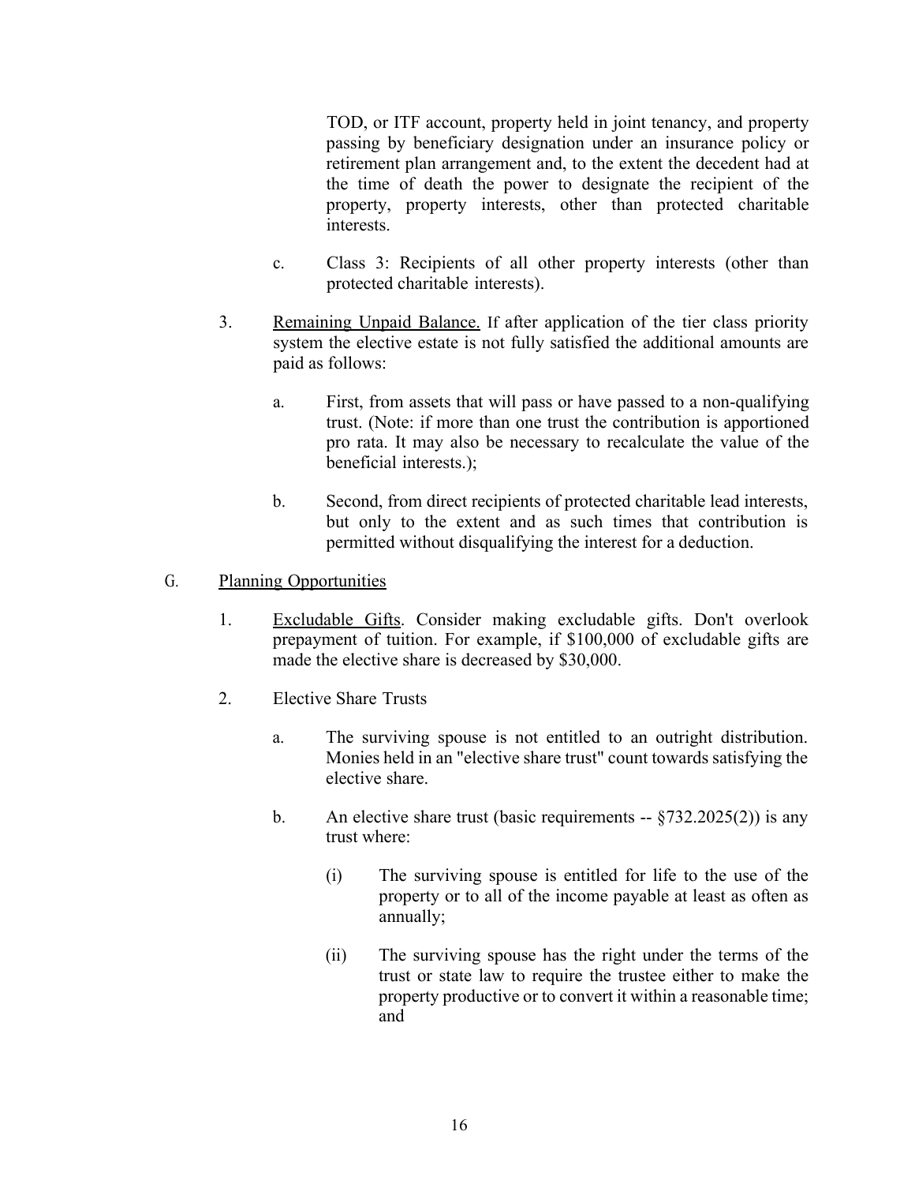TOD, or ITF account, property held in joint tenancy, and property passing by beneficiary designation under an insurance policy or retirement plan arrangement and, to the extent the decedent had at the time of death the power to designate the recipient of the property, property interests, other than protected charitable interests.

c. Class 3: Recipients of all other property interests (other than protected charitable interests).

3. Remaining Unpaid Balance. If after application of the tier class priority system the elective estate is not fully satisfied the additional amounts are paid as follows:

   a. First, from assets that will pass or have passed to a non-qualifying trust. (Note: if more than one trust the contribution is apportioned pro rata. It may also be necessary to recalculate the value of the beneficial interests.);

   b. Second, from direct recipients of protected charitable lead interests, but only to the extent and as such times that contribution is permitted without disqualifying the interest for a deduction.

G. Planning Opportunities

1. Excludable Gifts. Consider making excludable gifts. Don't overlook prepayment of tuition. For example, if $100,000 of excludable gifts are made the elective share is decreased by $30,000.

2. Elective Share Trusts

   a. The surviving spouse is not entitled to an outright distribution. Monies held in an "elective share trust" count towards satisfying the elective share.

   b. An elective share trust (basic requirements -- §732.2025(2)) is any trust where:

      (i) The surviving spouse is entitled for life to the use of the property or to all of the income payable at least as often as annually;

      (ii) The surviving spouse has the right under the terms of the trust or state law to require the trustee either to make the property productive or to convert it within a reasonable time; and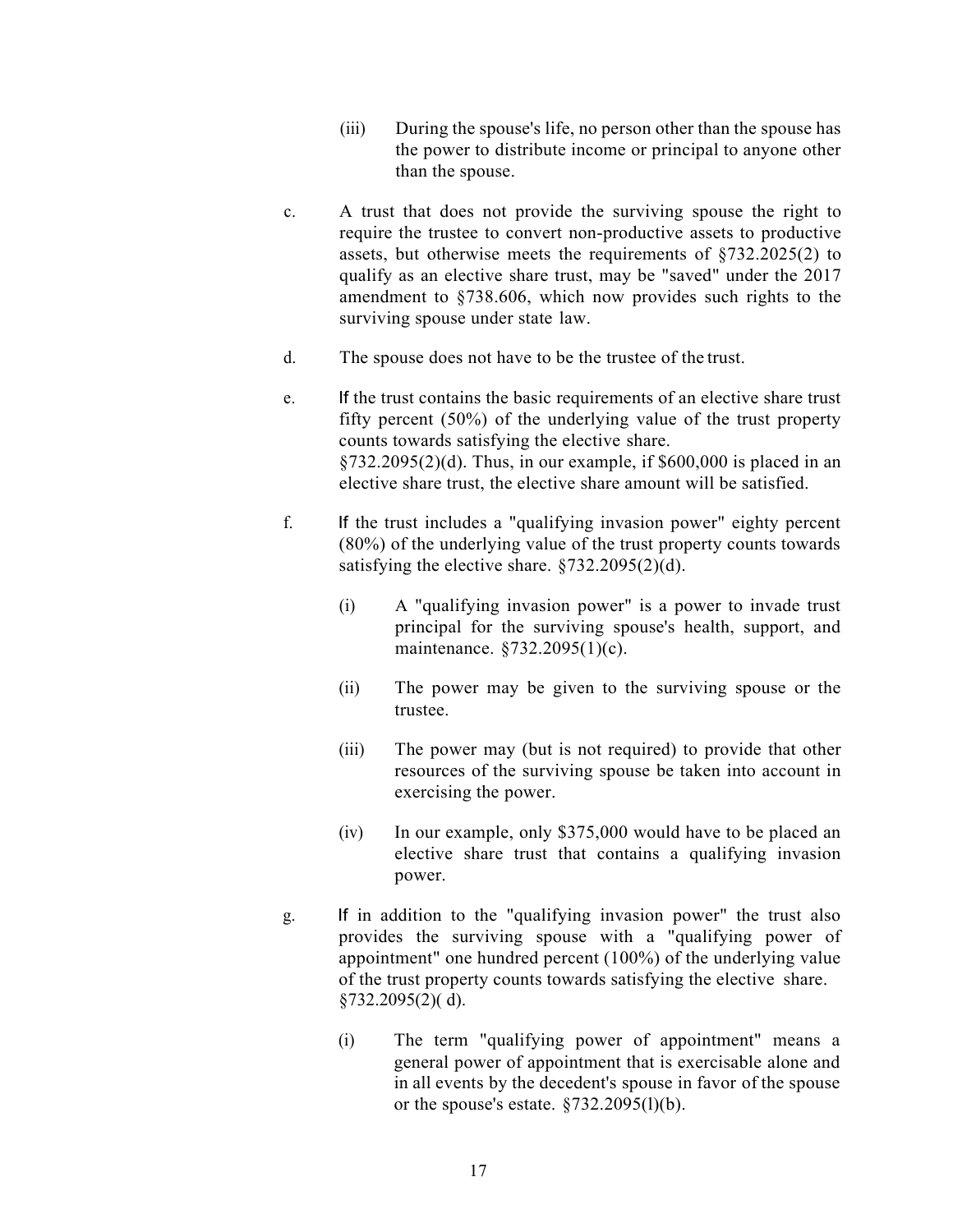(iii) During the spouse's life, no person other than the spouse has the power to distribute income or principal to anyone other than the spouse.

c. A trust that does not provide the surviving spouse the right to require the trustee to convert non-productive assets to productive assets, but otherwise meets the requirements of §732.2025(2) to qualify as an elective share trust, may be "saved" under the 2017 amendment to §738.606, which now provides such rights to the surviving spouse under state law.

d. The spouse does not have to be the trustee of the trust.

e. If the trust contains the basic requirements of an elective share trust fifty percent (50%) of the underlying value of the trust property counts towards satisfying the elective share. §732.2095(2)(d). Thus, in our example, if $600,000 is placed in an elective share trust, the elective share amount will be satisfied.

f. If the trust includes a "qualifying invasion power" eighty percent (80%) of the underlying value of the trust property counts towards satisfying the elective share. §732.2095(2)(d).

(i) A "qualifying invasion power" is a power to invade trust principal for the surviving spouse's health, support, and maintenance. §732.2095(1)(c).

(ii) The power may be given to the surviving spouse or the trustee.

(iii) The power may (but is not required) to provide that other resources of the surviving spouse be taken into account in exercising the power.

(iv) In our example, only $375,000 would have to be placed an elective share trust that contains a qualifying invasion power.

g. If in addition to the "qualifying invasion power" the trust also provides the surviving spouse with a "qualifying power of appointment" one hundred percent (100%) of the underlying value of the trust property counts towards satisfying the elective share. §732.2095(2)( d).

(i) The term "qualifying power of appointment" means a general power of appointment that is exercisable alone and in all events by the decedent's spouse in favor of the spouse or the spouse's estate. §732.2095(l)(b).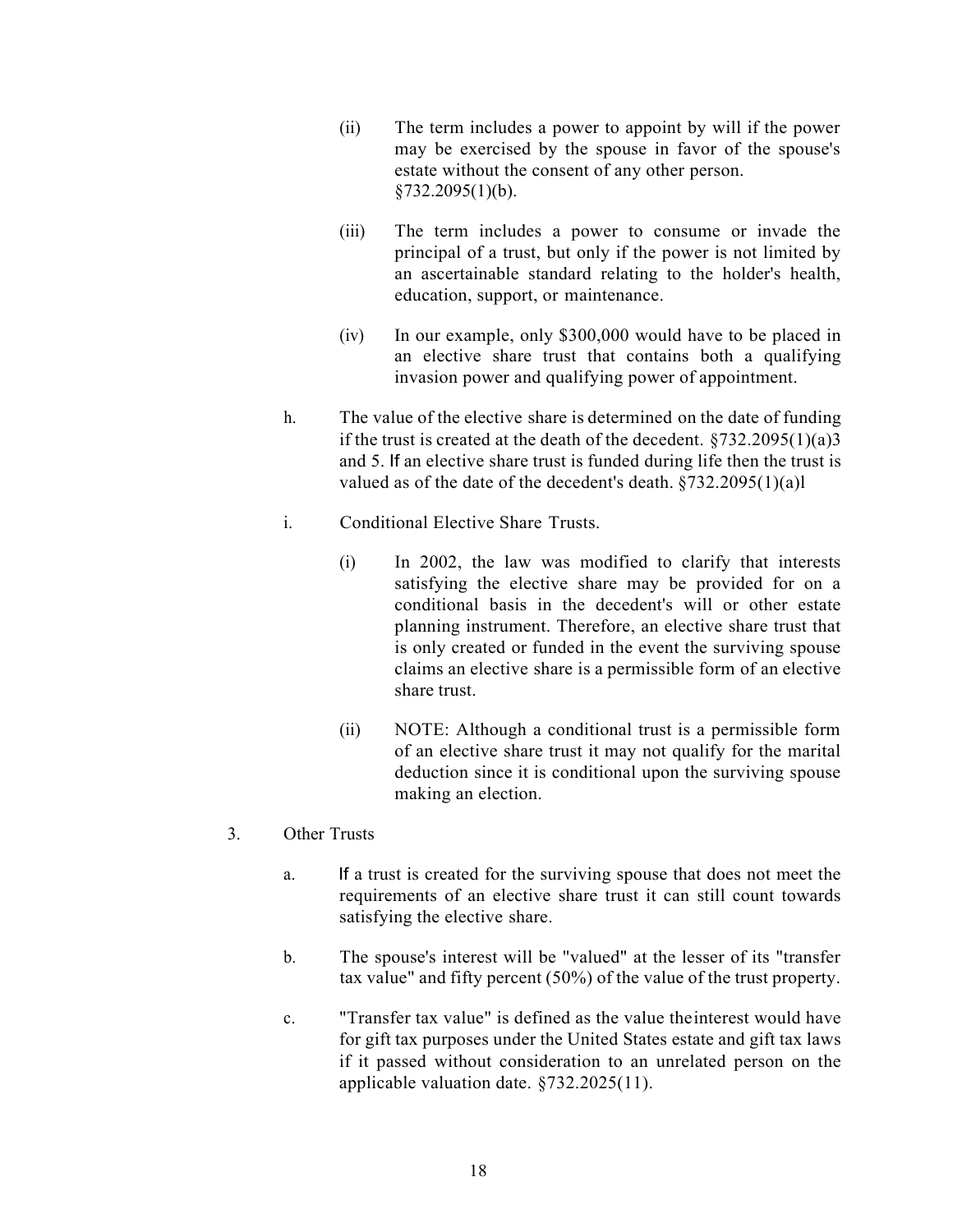(ii) The term includes a power to appoint by will if the power may be exercised by the spouse in favor of the spouse's estate without the consent of any other person. §732.2095(1)(b).

(iii) The term includes a power to consume or invade the principal of a trust, but only if the power is not limited by an ascertainable standard relating to the holder's health, education, support, or maintenance.

(iv) In our example, only $300,000 would have to be placed in an elective share trust that contains both a qualifying invasion power and qualifying power of appointment.

h. The value of the elective share is determined on the date of funding if the trust is created at the death of the decedent. §732.2095(1)(a)3 and 5. If an elective share trust is funded during life then the trust is valued as of the date of the decedent's death. §732.2095(1)(a)l

i. Conditional Elective Share Trusts.

(i) In 2002, the law was modified to clarify that interests satisfying the elective share may be provided for on a conditional basis in the decedent's will or other estate planning instrument. Therefore, an elective share trust that is only created or funded in the event the surviving spouse claims an elective share is a permissible form of an elective share trust.

(ii) NOTE: Although a conditional trust is a permissible form of an elective share trust it may not qualify for the marital deduction since it is conditional upon the surviving spouse making an election.

3. Other Trusts

a. If a trust is created for the surviving spouse that does not meet the requirements of an elective share trust it can still count towards satisfying the elective share.

b. The spouse's interest will be "valued" at the lesser of its "transfer tax value" and fifty percent (50%) of the value of the trust property.

c. "Transfer tax value" is defined as the value the interest would have for gift tax purposes under the United States estate and gift tax laws if it passed without consideration to an unrelated person on the applicable valuation date. §732.2025(11).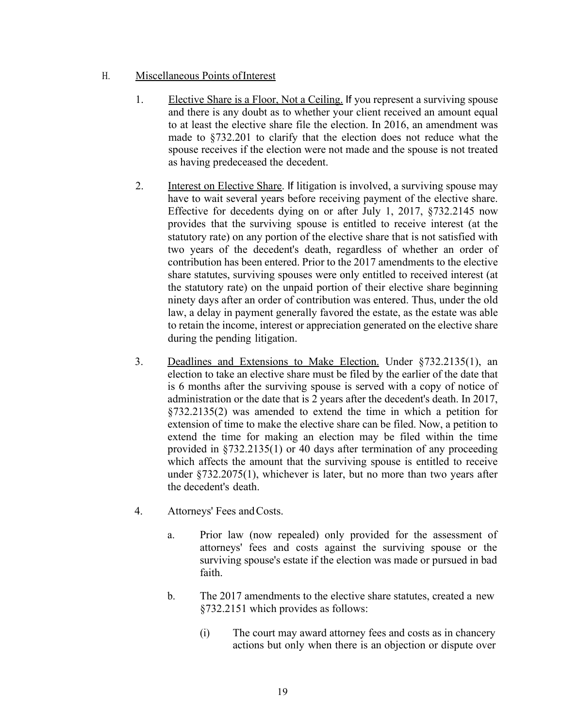H. Miscellaneous Points of Interest

1. Elective Share is a Floor, Not a Ceiling. If you represent a surviving spouse and there is any doubt as to whether your client received an amount equal to at least the elective share file the election. In 2016, an amendment was made to §732.201 to clarify that the election does not reduce what the spouse receives if the election were not made and the spouse is not treated as having predeceased the decedent.

2. Interest on Elective Share. If litigation is involved, a surviving spouse may have to wait several years before receiving payment of the elective share. Effective for decedents dying on or after July 1, 2017, §732.2145 now provides that the surviving spouse is entitled to receive interest (at the statutory rate) on any portion of the elective share that is not satisfied with two years of the decedent's death, regardless of whether an order of contribution has been entered. Prior to the 2017 amendments to the elective share statutes, surviving spouses were only entitled to received interest (at the statutory rate) on the unpaid portion of their elective share beginning ninety days after an order of contribution was entered. Thus, under the old law, a delay in payment generally favored the estate, as the estate was able to retain the income, interest or appreciation generated on the elective share during the pending litigation.

3. Deadlines and Extensions to Make Election. Under §732.2135(1), an election to take an elective share must be filed by the earlier of the date that is 6 months after the surviving spouse is served with a copy of notice of administration or the date that is 2 years after the decedent's death. In 2017, §732.2135(2) was amended to extend the time in which a petition for extension of time to make the elective share can be filed. Now, a petition to extend the time for making an election may be filed within the time provided in §732.2135(1) or 40 days after termination of any proceeding which affects the amount that the surviving spouse is entitled to receive under §732.2075(1), whichever is later, but no more than two years after the decedent's death.

4. Attorneys' Fees and Costs.

   a. Prior law (now repealed) only provided for the assessment of attorneys' fees and costs against the surviving spouse or the surviving spouse's estate if the election was made or pursued in bad faith.

   b. The 2017 amendments to the elective share statutes, created a new §732.2151 which provides as follows:

      (i) The court may award attorney fees and costs as in chancery actions but only when there is an objection or dispute over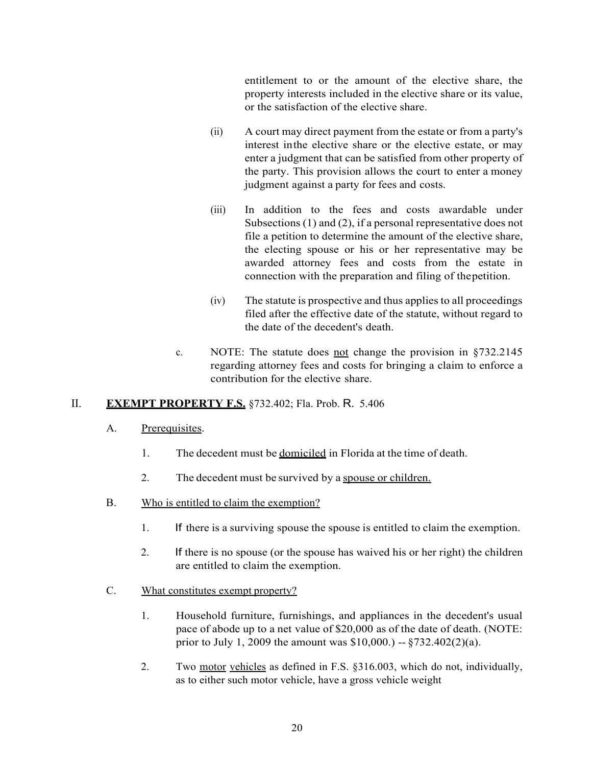entitlement to or the amount of the elective share, the property interests included in the elective share or its value, or the satisfaction of the elective share.

(ii) A court may direct payment from the estate or from a party's interest inthe elective share or the elective estate, or may enter a judgment that can be satisfied from other property of the party. This provision allows the court to enter a money judgment against a party for fees and costs.

(iii) In addition to the fees and costs awardable under Subsections (1) and (2), if a personal representative does not file a petition to determine the amount of the elective share, the electing spouse or his or her representative may be awarded attorney fees and costs from the estate in connection with the preparation and filing of thepetition.

(iv) The statute is prospective and thus applies to all proceedings filed after the effective date of the statute, without regard to the date of the decedent's death.

c. NOTE: The statute does not change the provision in §732.2145 regarding attorney fees and costs for bringing a claim to enforce a contribution for the elective share.

## II. **EXEMPT PROPERTY F.S.** §732.402; Fla. Prob. R. 5.406

A. Prerequisites.

1. The decedent must be domiciled in Florida at the time of death.

2. The decedent must be survived by a spouse or children.

B. Who is entitled to claim the exemption?

1. If there is a surviving spouse the spouse is entitled to claim the exemption.

2. If there is no spouse (or the spouse has waived his or her right) the children are entitled to claim the exemption.

C. What constitutes exempt property?

1. Household furniture, furnishings, and appliances in the decedent's usual pace of abode up to a net value of $20,000 as of the date of death. (NOTE: prior to July 1, 2009 the amount was $10,000.) -- §732.402(2)(a).

2. Two motor vehicles as defined in F.S. §316.003, which do not, individually, as to either such motor vehicle, have a gross vehicle weight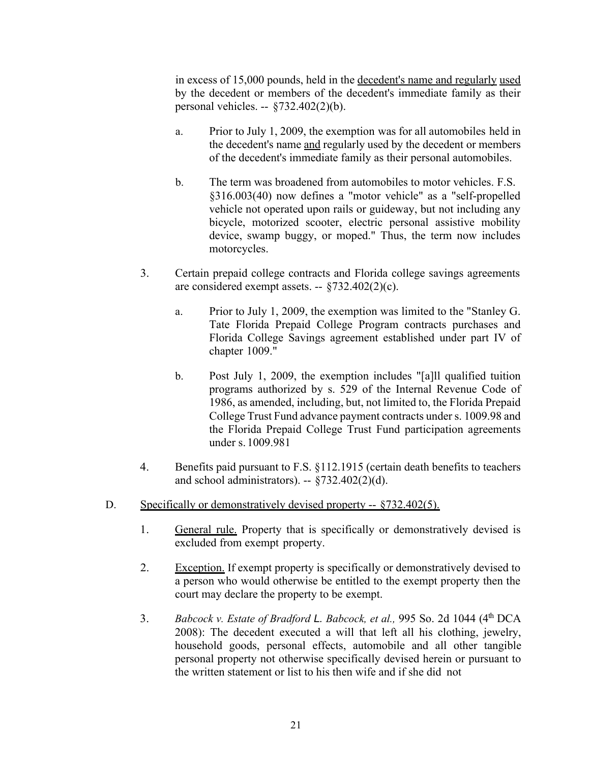in excess of 15,000 pounds, held in the decedent's name and regularly used by the decedent or members of the decedent's immediate family as their personal vehicles. -- §732.402(2)(b).

a. Prior to July 1, 2009, the exemption was for all automobiles held in the decedent's name and regularly used by the decedent or members of the decedent's immediate family as their personal automobiles.

b. The term was broadened from automobiles to motor vehicles. F.S. §316.003(40) now defines a "motor vehicle" as a "self-propelled vehicle not operated upon rails or guideway, but not including any bicycle, motorized scooter, electric personal assistive mobility device, swamp buggy, or moped." Thus, the term now includes motorcycles.

3. Certain prepaid college contracts and Florida college savings agreements are considered exempt assets. -- §732.402(2)(c).

a. Prior to July 1, 2009, the exemption was limited to the "Stanley G. Tate Florida Prepaid College Program contracts purchases and Florida College Savings agreement established under part IV of chapter 1009."

b. Post July 1, 2009, the exemption includes "[a]ll qualified tuition programs authorized by s. 529 of the Internal Revenue Code of 1986, as amended, including, but, not limited to, the Florida Prepaid College Trust Fund advance payment contracts under s. 1009.98 and the Florida Prepaid College Trust Fund participation agreements under s. 1009.981

4. Benefits paid pursuant to F.S. §112.1915 (certain death benefits to teachers and school administrators). -- §732.402(2)(d).

D. Specifically or demonstratively devised property -- §732.402(5).

1. General rule. Property that is specifically or demonstratively devised is excluded from exempt property.

2. Exception. If exempt property is specifically or demonstratively devised to a person who would otherwise be entitled to the exempt property then the court may declare the property to be exempt.

3. *Babcock v. Estate of Bradford L. Babcock, et al.,* 995 So. 2d 1044 (4th DCA 2008): The decedent executed a will that left all his clothing, jewelry, household goods, personal effects, automobile and all other tangible personal property not otherwise specifically devised herein or pursuant to the written statement or list to his then wife and if she did not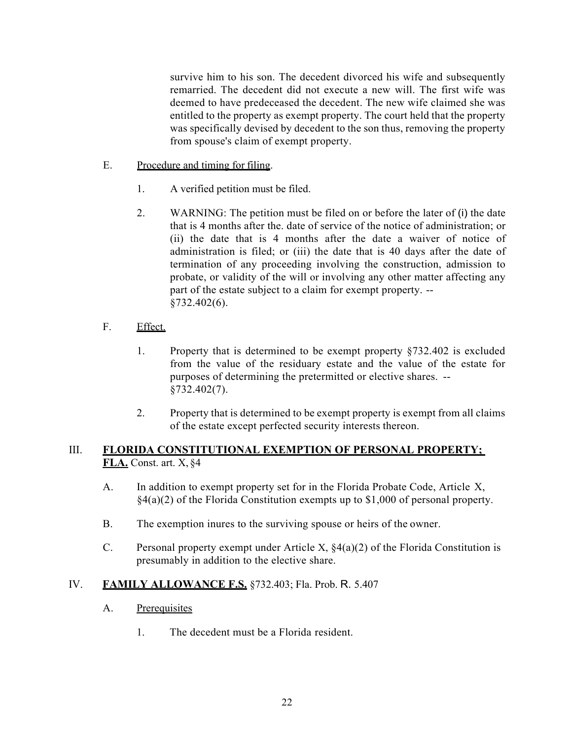survive him to his son. The decedent divorced his wife and subsequently remarried. The decedent did not execute a new will. The first wife was deemed to have predeceased the decedent. The new wife claimed she was entitled to the property as exempt property. The court held that the property was specifically devised by decedent to the son thus, removing the property from spouse's claim of exempt property.

E. Procedure and timing for filing.

1. A verified petition must be filed.

2. WARNING: The petition must be filed on or before the later of (i) the date that is 4 months after the. date of service of the notice of administration; or (ii) the date that is 4 months after the date a waiver of notice of administration is filed; or (iii) the date that is 40 days after the date of termination of any proceeding involving the construction, admission to probate, or validity of the will or involving any other matter affecting any part of the estate subject to a claim for exempt property. -- §732.402(6).

F. Effect.

1. Property that is determined to be exempt property §732.402 is excluded from the value of the residuary estate and the value of the estate for purposes of determining the pretermitted or elective shares. -- §732.402(7).

2. Property that is determined to be exempt property is exempt from all claims of the estate except perfected security interests thereon.

## III. **FLORIDA CONSTITUTIONAL EXEMPTION OF PERSONAL PROPERTY; FLA.** Const. art. X, §4

A. In addition to exempt property set for in the Florida Probate Code, Article X, §4(a)(2) of the Florida Constitution exempts up to $1,000 of personal property.

B. The exemption inures to the surviving spouse or heirs of the owner.

C. Personal property exempt under Article X, §4(a)(2) of the Florida Constitution is presumably in addition to the elective share.

## IV. **FAMILY ALLOWANCE F.S.** §732.403; Fla. Prob. R. 5.407

A. Prerequisites

1. The decedent must be a Florida resident.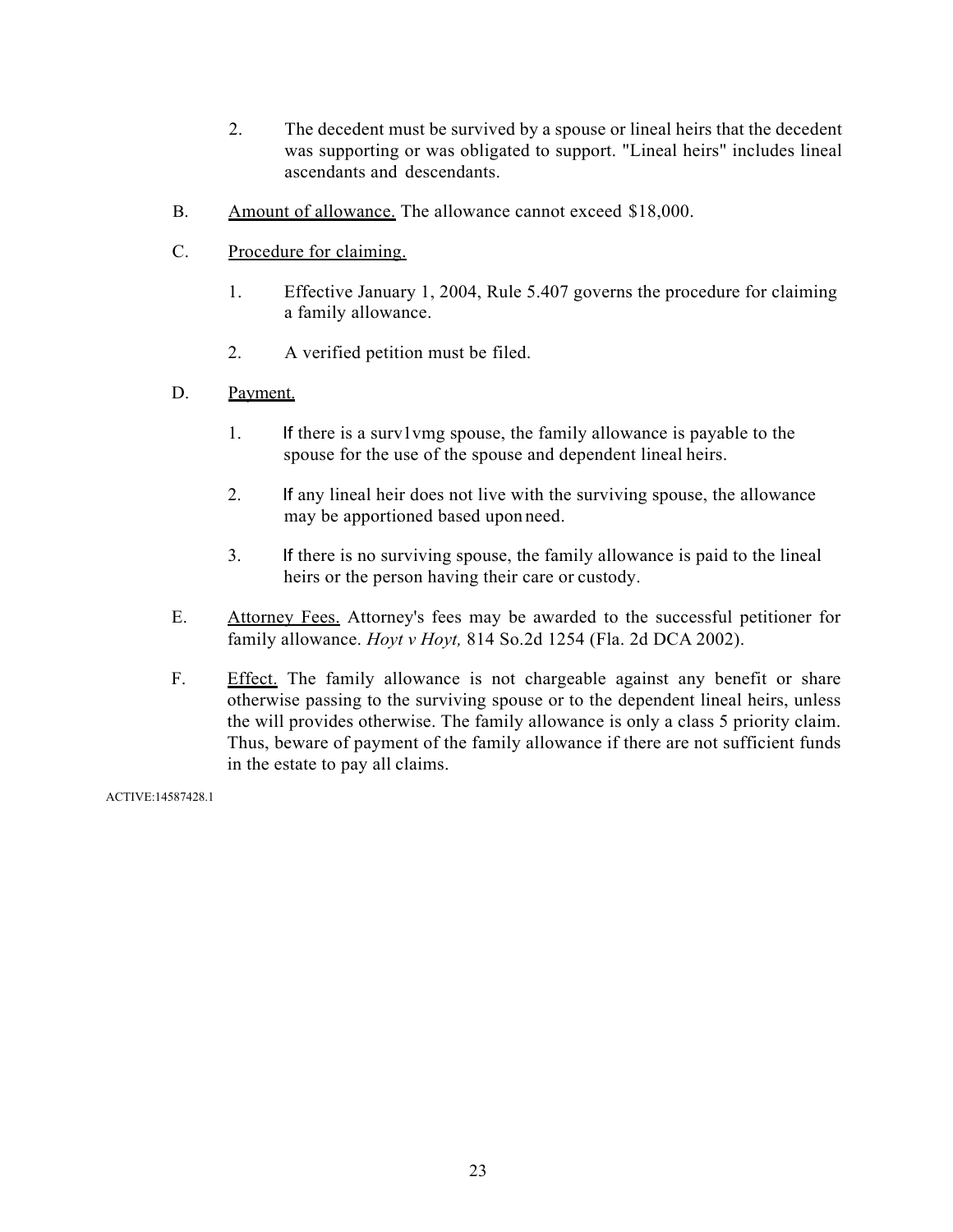2. The decedent must be survived by a spouse or lineal heirs that the decedent was supporting or was obligated to support. "Lineal heirs" includes lineal ascendants and descendants.

B. Amount of allowance. The allowance cannot exceed $18,000.

C. Procedure for claiming.

1. Effective January 1, 2004, Rule 5.407 governs the procedure for claiming a family allowance.

2. A verified petition must be filed.

D. Payment.

1. If there is a surv1vmg spouse, the family allowance is payable to the spouse for the use of the spouse and dependent lineal heirs.

2. If any lineal heir does not live with the surviving spouse, the allowance may be apportioned based upon need.

3. If there is no surviving spouse, the family allowance is paid to the lineal heirs or the person having their care or custody.

E. Attorney Fees. Attorney's fees may be awarded to the successful petitioner for family allowance. *Hoyt v Hoyt,* 814 So.2d 1254 (Fla. 2d DCA 2002).

F. Effect. The family allowance is not chargeable against any benefit or share otherwise passing to the surviving spouse or to the dependent lineal heirs, unless the will provides otherwise. The family allowance is only a class 5 priority claim. Thus, beware of payment of the family allowance if there are not sufficient funds in the estate to pay all claims.

ACTIVE:14587428.1